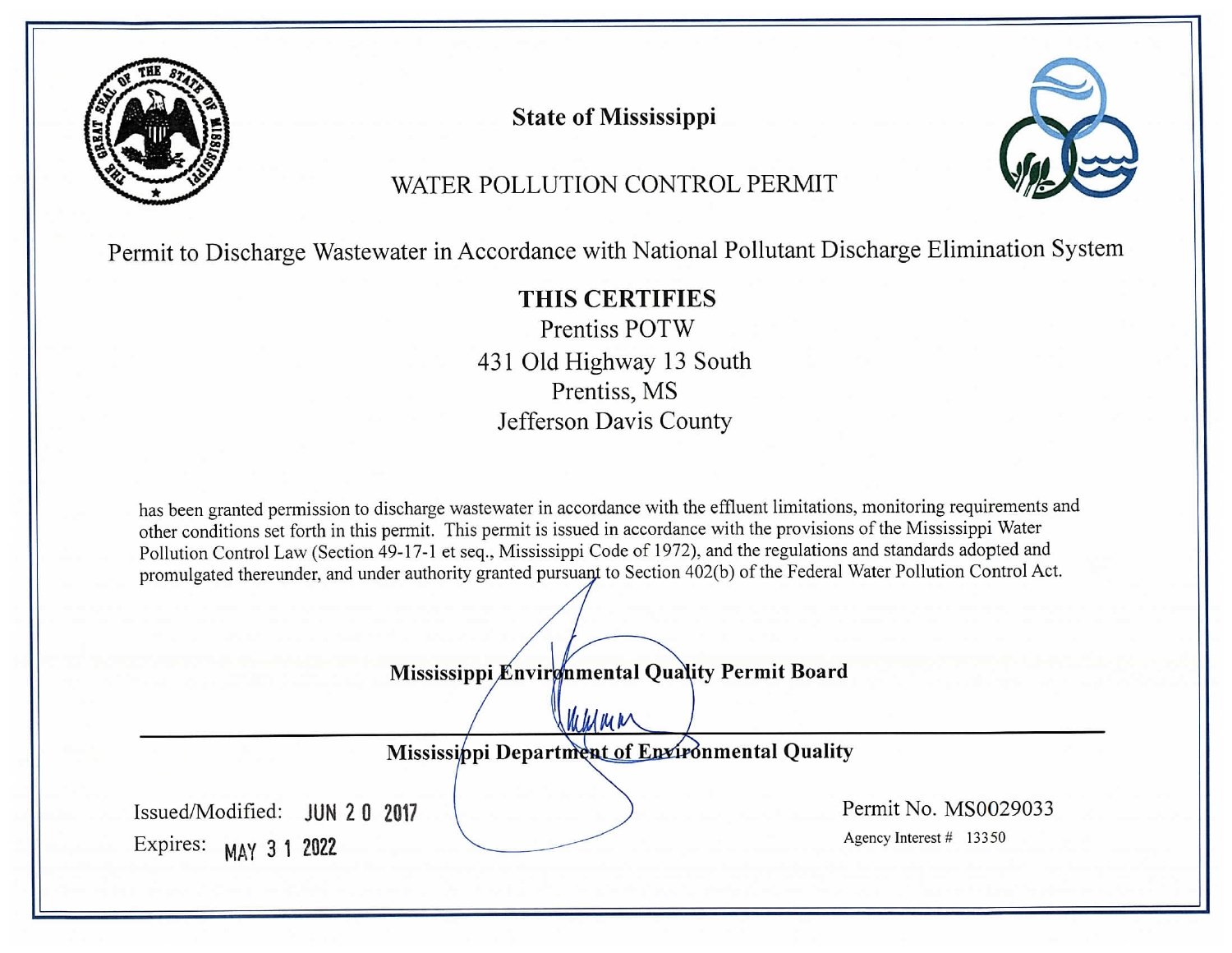# State of Mississippi

## WATER POLLUTION CONTROL PERMIT

Permit to Discharge Wastewater in Accordance with National Pollutant Discharge Elimination System

**THIS CERTIFIES**

Prentiss POTW
431 Old Highway 13 South
Prentiss, MS
Jefferson Davis County

has been granted permission to discharge wastewater in accordance with the effluent limitations, monitoring requirements and other conditions set forth in this permit. This permit is issued in accordance with the provisions of the Mississippi Water Pollution Control Law (Section 49-17-1 et seq., Mississippi Code of 1972), and the regulations and standards adopted and promulgated thereunder, and under authority granted pursuant to Section 402(b) of the Federal Water Pollution Control Act.

**Mississippi Environmental Quality Permit Board**

**Mississippi Department of Environmental Quality**

Issued/Modified: JUN 2 0 2017

Expires: MAY 3 1 2022

Permit No. MS0029033

Agency Interest # 13350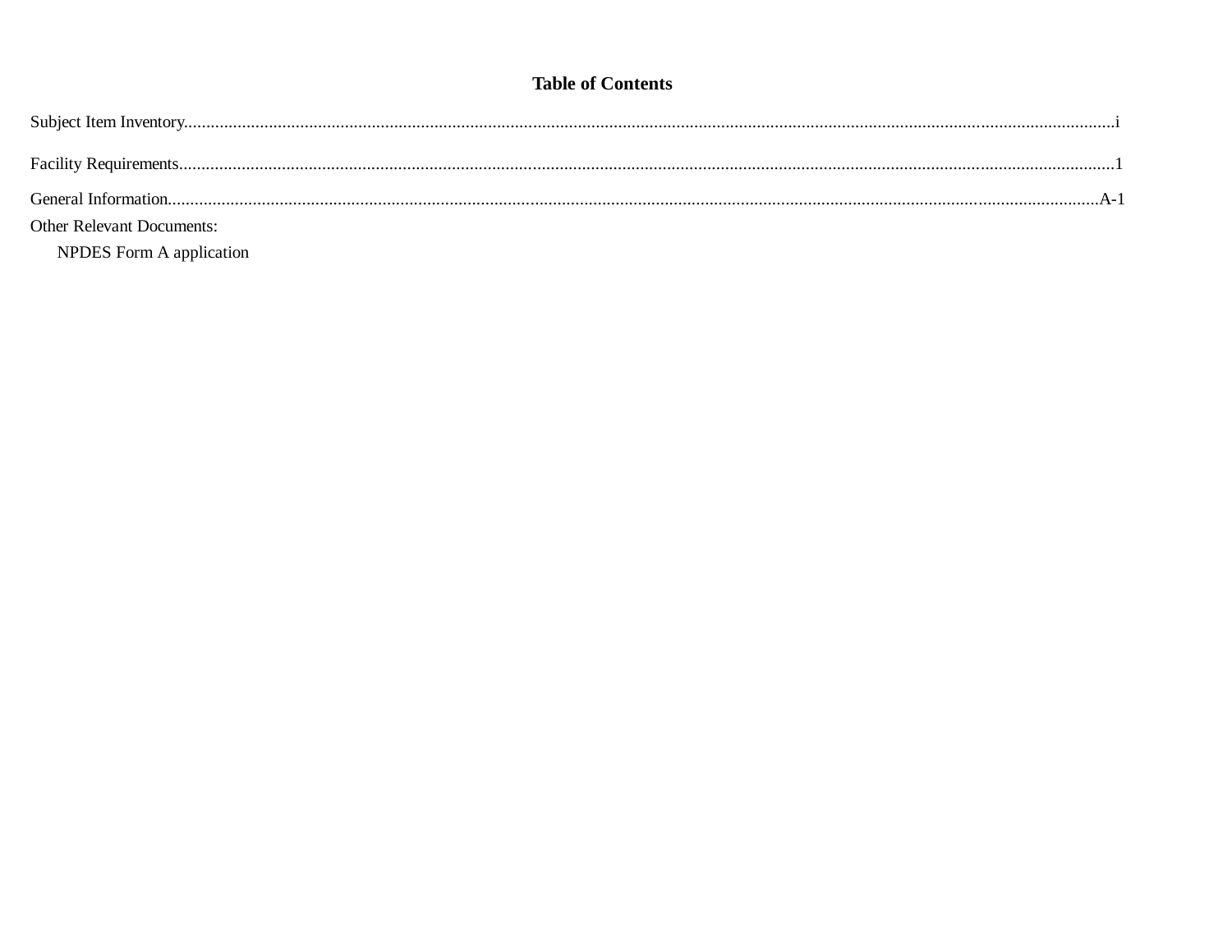# Table of Contents

Subject Item Inventory....................................................................................................................i

Facility Requirements....................................................................................................................1

General Information....................................................................................................................A-1

Other Relevant Documents:

NPDES Form A application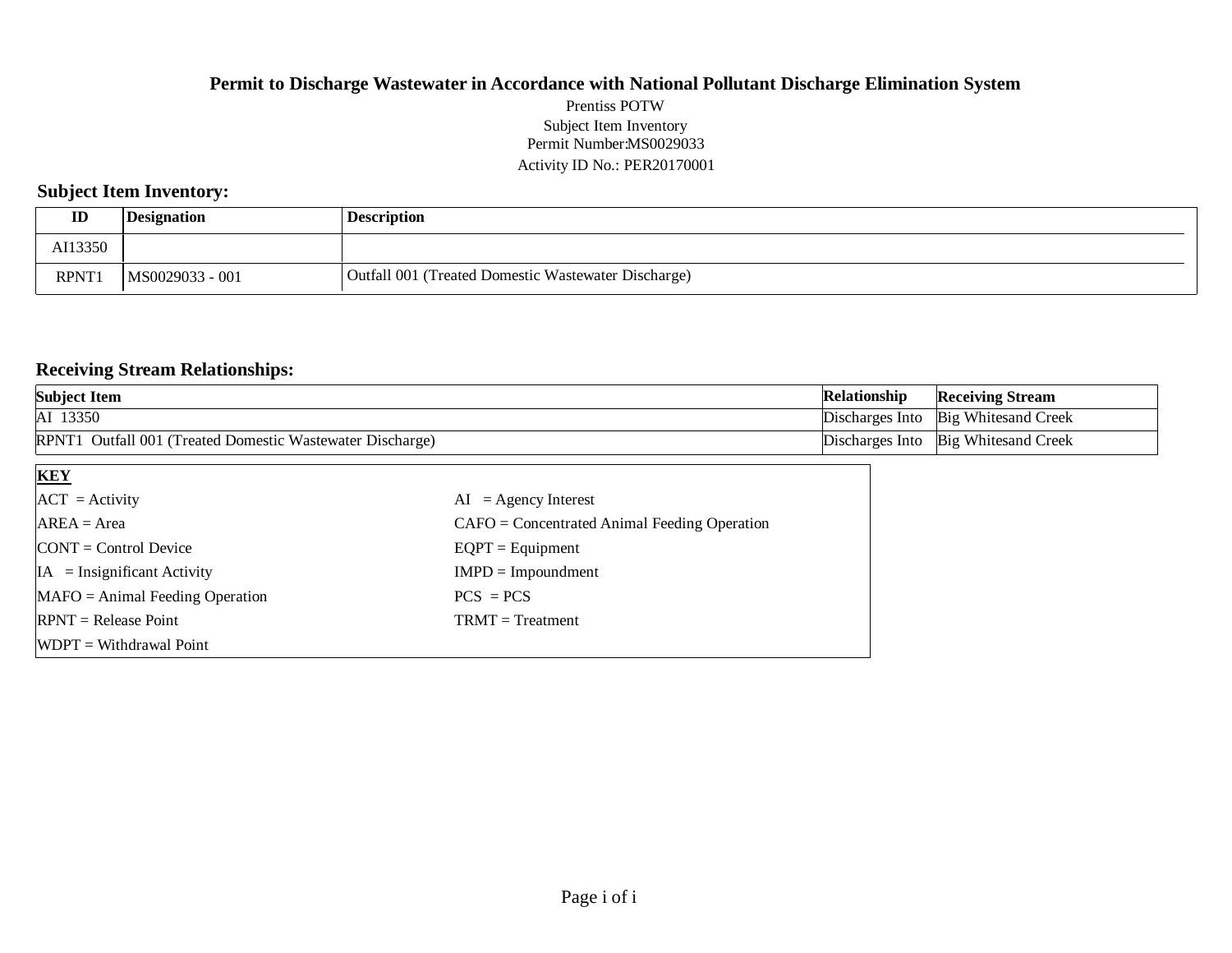**Permit to Discharge Wastewater in Accordance with National Pollutant Discharge Elimination System**

Prentiss POTW
Subject Item Inventory
Permit Number:MS0029033
Activity ID No.: PER20170001

## Subject Item Inventory:

| ID | Designation | Description |
|---|---|---|
| AI13350 | | |
| RPNT1 | MS0029033 - 001 | Outfall 001 (Treated Domestic Wastewater Discharge) |

## Receiving Stream Relationships:

| Subject Item | Relationship | Receiving Stream |
|---|---|---|
| AI 13350 | Discharges Into | Big Whitesand Creek |
| RPNT1 Outfall 001 (Treated Domestic Wastewater Discharge) | Discharges Into | Big Whitesand Creek |

| **KEY** | |
|---|---|
| ACT = Activity | AI = Agency Interest |
| AREA = Area | CAFO = Concentrated Animal Feeding Operation |
| CONT = Control Device | EQPT = Equipment |
| IA = Insignificant Activity | IMPD = Impoundment |
| MAFO = Animal Feeding Operation | PCS = PCS |
| RPNT = Release Point | TRMT = Treatment |
| WDPT = Withdrawal Point | |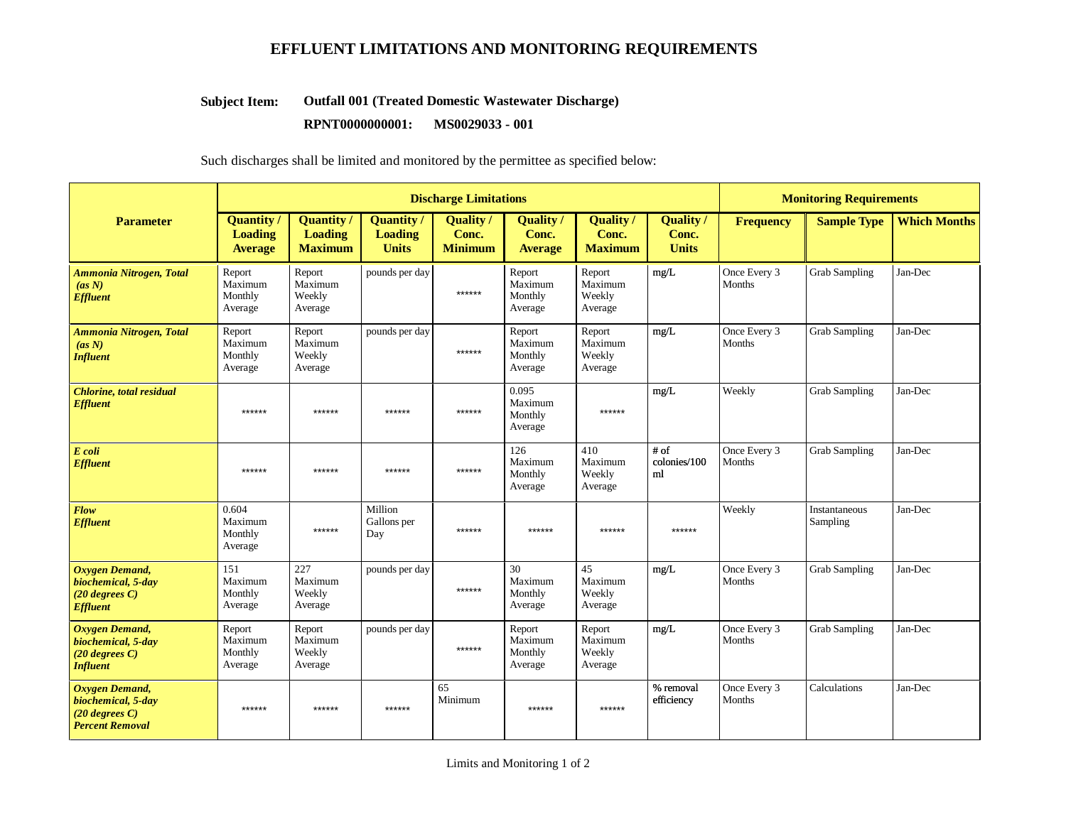# EFFLUENT LIMITATIONS AND MONITORING REQUIREMENTS

**Subject Item:** **Outfall 001 (Treated Domestic Wastewater Discharge)**

**RPNT0000000001: MS0029033 - 001**

Such discharges shall be limited and monitored by the permittee as specified below:

| Parameter | Discharge Limitations | | | | | | | Monitoring Requirements | | |
|---|---|---|---|---|---|---|---|---|---|---|
| | Quantity / Loading Average | Quantity / Loading Maximum | Quantity / Loading Units | Quality / Conc. Minimum | Quality / Conc. Average | Quality / Conc. Maximum | Quality / Conc. Units | Frequency | Sample Type | Which Months |
| ***Ammonia Nitrogen, Total (as N) Effluent*** | Report Maximum Monthly Average | Report Maximum Weekly Average | pounds per day | ****** | Report Maximum Monthly Average | Report Maximum Weekly Average | mg/L | Once Every 3 Months | Grab Sampling | Jan-Dec |
| ***Ammonia Nitrogen, Total (as N) Influent*** | Report Maximum Monthly Average | Report Maximum Weekly Average | pounds per day | ****** | Report Maximum Monthly Average | Report Maximum Weekly Average | mg/L | Once Every 3 Months | Grab Sampling | Jan-Dec |
| ***Chlorine, total residual Effluent*** | ****** | ****** | ****** | ****** | 0.095 Maximum Monthly Average | ****** | mg/L | Weekly | Grab Sampling | Jan-Dec |
| ***E coli Effluent*** | ****** | ****** | ****** | ****** | 126 Maximum Monthly Average | 410 Maximum Weekly Average | # of colonies/100 ml | Once Every 3 Months | Grab Sampling | Jan-Dec |
| ***Flow Effluent*** | 0.604 Maximum Monthly Average | ****** | Million Gallons per Day | ****** | ****** | ****** | ****** | Weekly | Instantaneous Sampling | Jan-Dec |
| ***Oxygen Demand, biochemical, 5-day (20 degrees C) Effluent*** | 151 Maximum Monthly Average | 227 Maximum Weekly Average | pounds per day | ****** | 30 Maximum Monthly Average | 45 Maximum Weekly Average | mg/L | Once Every 3 Months | Grab Sampling | Jan-Dec |
| ***Oxygen Demand, biochemical, 5-day (20 degrees C) Influent*** | Report Maximum Monthly Average | Report Maximum Weekly Average | pounds per day | ****** | Report Maximum Monthly Average | Report Maximum Weekly Average | mg/L | Once Every 3 Months | Grab Sampling | Jan-Dec |
| ***Oxygen Demand, biochemical, 5-day (20 degrees C) Percent Removal*** | ****** | ****** | ****** | 65 Minimum | ****** | ****** | % removal efficiency | Once Every 3 Months | Calculations | Jan-Dec |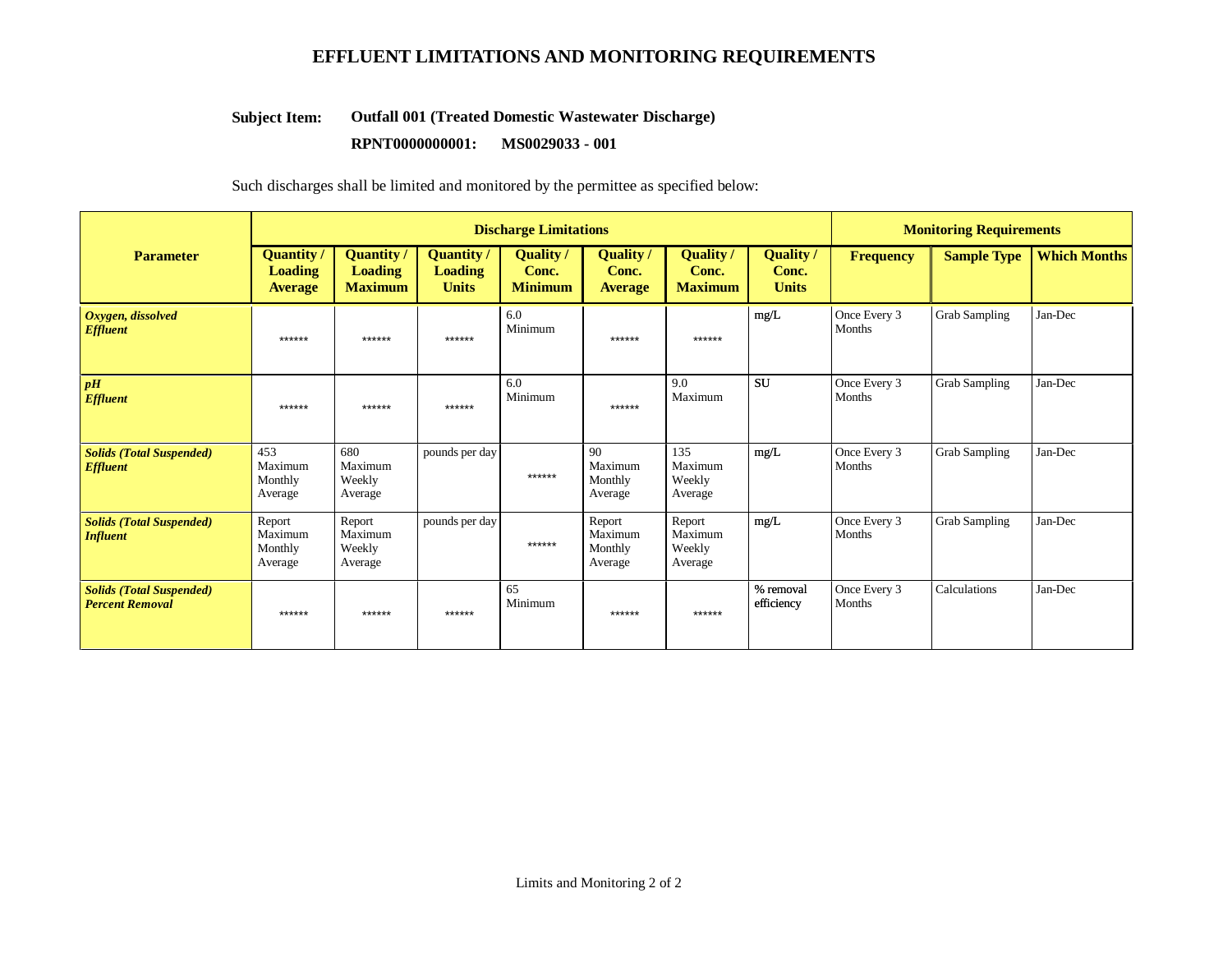## EFFLUENT LIMITATIONS AND MONITORING REQUIREMENTS

**Subject Item:** **Outfall 001 (Treated Domestic Wastewater Discharge)**

**RPNT0000000001: MS0029033 - 001**

Such discharges shall be limited and monitored by the permittee as specified below:

| Parameter | Discharge Limitations | | | | | | | Monitoring Requirements | | |
|---|---|---|---|---|---|---|---|---|---|---|
| | Quantity / Loading Average | Quantity / Loading Maximum | Quantity / Loading Units | Quality / Conc. Minimum | Quality / Conc. Average | Quality / Conc. Maximum | Quality / Conc. Units | Frequency | Sample Type | Which Months |
| ***Oxygen, dissolved Effluent*** | ****** | ****** | ****** | 6.0 Minimum | ****** | ****** | mg/L | Once Every 3 Months | Grab Sampling | Jan-Dec |
| ***pH Effluent*** | ****** | ****** | ****** | 6.0 Minimum | ****** | 9.0 Maximum | SU | Once Every 3 Months | Grab Sampling | Jan-Dec |
| ***Solids (Total Suspended) Effluent*** | 453 Maximum Monthly Average | 680 Maximum Weekly Average | pounds per day | ****** | 90 Maximum Monthly Average | 135 Maximum Weekly Average | mg/L | Once Every 3 Months | Grab Sampling | Jan-Dec |
| ***Solids (Total Suspended) Influent*** | Report Maximum Monthly Average | Report Maximum Weekly Average | pounds per day | ****** | Report Maximum Monthly Average | Report Maximum Weekly Average | mg/L | Once Every 3 Months | Grab Sampling | Jan-Dec |
| ***Solids (Total Suspended) Percent Removal*** | ****** | ****** | ****** | 65 Minimum | ****** | ****** | % removal efficiency | Once Every 3 Months | Calculations | Jan-Dec |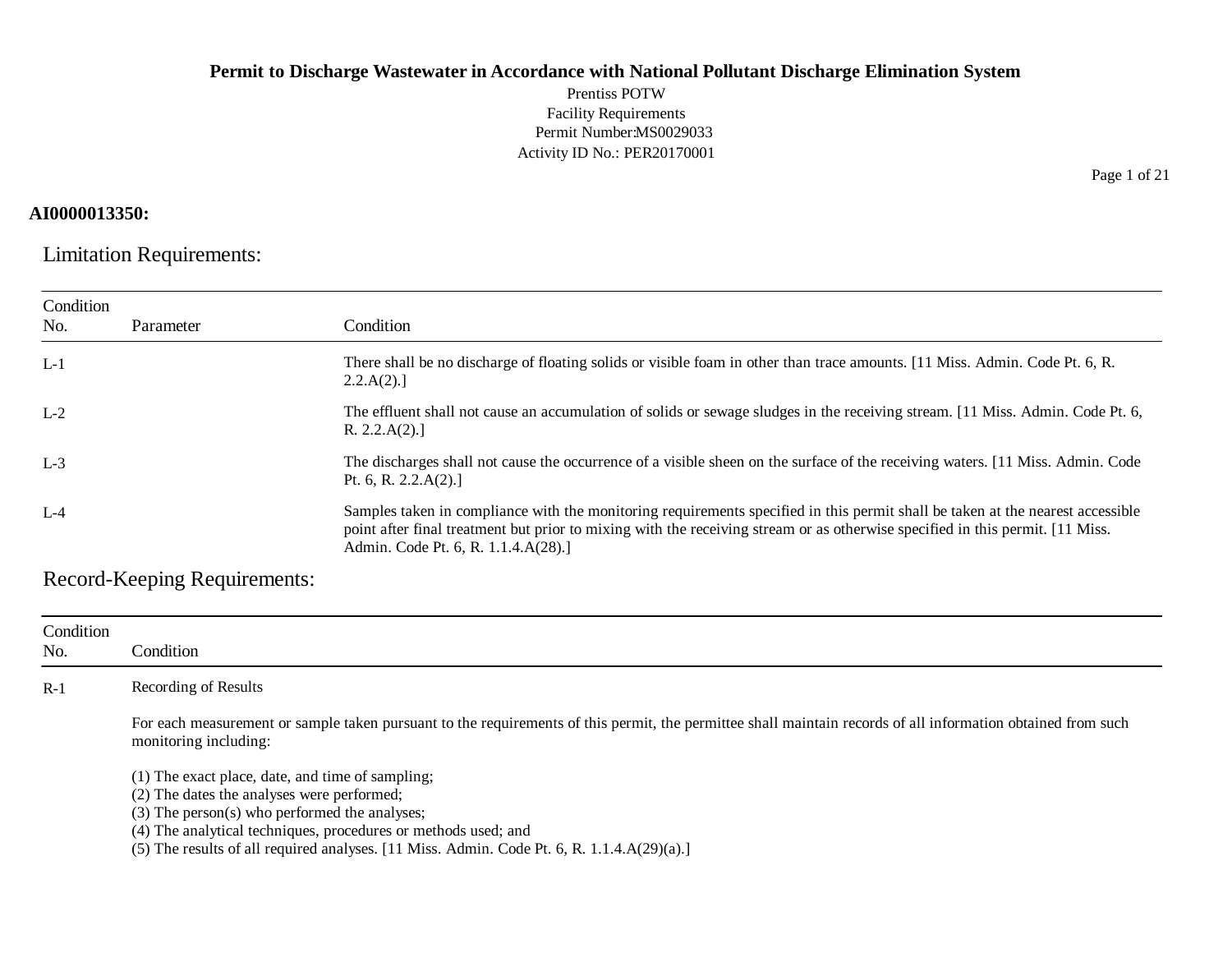# Permit to Discharge Wastewater in Accordance with National Pollutant Discharge Elimination System

Prentiss POTW
Facility Requirements
Permit Number:MS0029033
Activity ID No.: PER20170001

**AI0000013350:**

## Limitation Requirements:

| Condition No. | Parameter | Condition |
|---|---|---|
| L-1 | | There shall be no discharge of floating solids or visible foam in other than trace amounts. [11 Miss. Admin. Code Pt. 6, R. 2.2.A(2).] |
| L-2 | | The effluent shall not cause an accumulation of solids or sewage sludges in the receiving stream. [11 Miss. Admin. Code Pt. 6, R. 2.2.A(2).] |
| L-3 | | The discharges shall not cause the occurrence of a visible sheen on the surface of the receiving waters. [11 Miss. Admin. Code Pt. 6, R. 2.2.A(2).] |
| L-4 | | Samples taken in compliance with the monitoring requirements specified in this permit shall be taken at the nearest accessible point after final treatment but prior to mixing with the receiving stream or as otherwise specified in this permit. [11 Miss. Admin. Code Pt. 6, R. 1.1.4.A(28).] |

## Record-Keeping Requirements:

| Condition No. | Condition |
|---|---|
| R-1 | Recording of Results<br><br>For each measurement or sample taken pursuant to the requirements of this permit, the permittee shall maintain records of all information obtained from such monitoring including:<br><br>(1) The exact place, date, and time of sampling;<br>(2) The dates the analyses were performed;<br>(3) The person(s) who performed the analyses;<br>(4) The analytical techniques, procedures or methods used; and<br>(5) The results of all required analyses. [11 Miss. Admin. Code Pt. 6, R. 1.1.4.A(29)(a).] |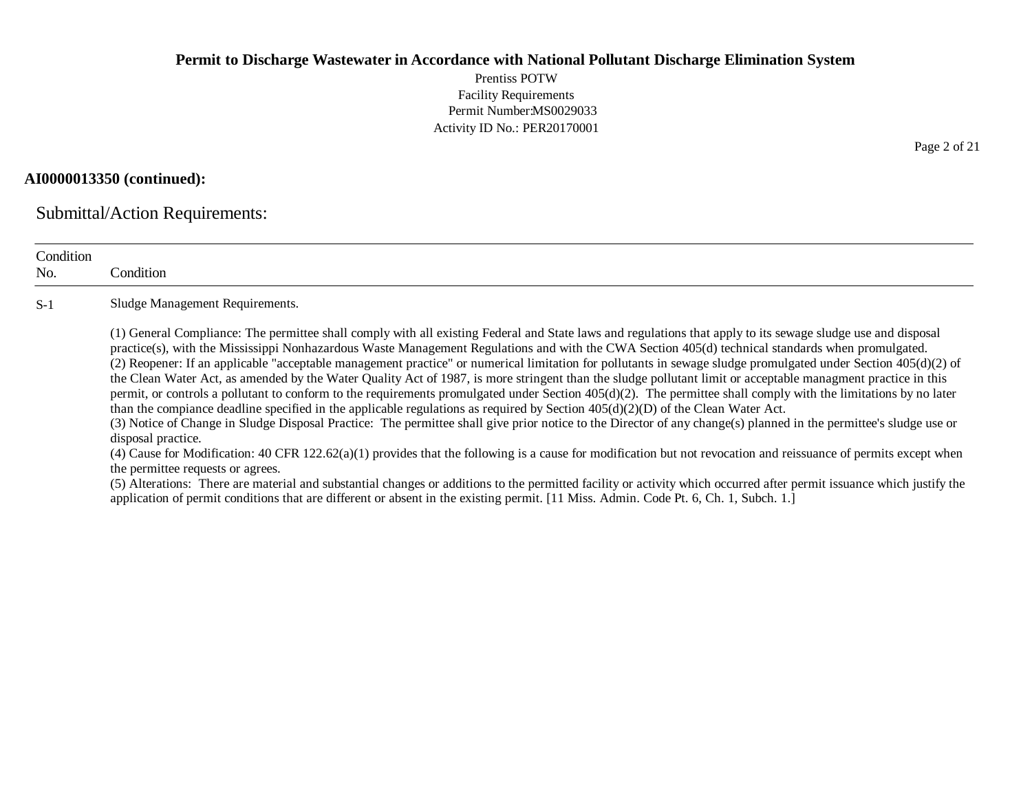**AI0000013350 (continued):**

## Submittal/Action Requirements:

| Condition No. | Condition |
|---|---|
| S-1 | Sludge Management Requirements.<br><br>(1) General Compliance: The permittee shall comply with all existing Federal and State laws and regulations that apply to its sewage sludge use and disposal practice(s), with the Mississippi Nonhazardous Waste Management Regulations and with the CWA Section 405(d) technical standards when promulgated.<br>(2) Reopener: If an applicable "acceptable management practice" or numerical limitation for pollutants in sewage sludge promulgated under Section 405(d)(2) of the Clean Water Act, as amended by the Water Quality Act of 1987, is more stringent than the sludge pollutant limit or acceptable managment practice in this permit, or controls a pollutant to conform to the requirements promulgated under Section 405(d)(2). The permittee shall comply with the limitations by no later than the compiance deadline specified in the applicable regulations as required by Section 405(d)(2)(D) of the Clean Water Act.<br>(3) Notice of Change in Sludge Disposal Practice: The permittee shall give prior notice to the Director of any change(s) planned in the permittee's sludge use or disposal practice.<br>(4) Cause for Modification: 40 CFR 122.62(a)(1) provides that the following is a cause for modification but not revocation and reissuance of permits except when the permittee requests or agrees.<br>(5) Alterations: There are material and substantial changes or additions to the permitted facility or activity which occurred after permit issuance which justify the application of permit conditions that are different or absent in the existing permit. [11 Miss. Admin. Code Pt. 6, Ch. 1, Subch. 1.] |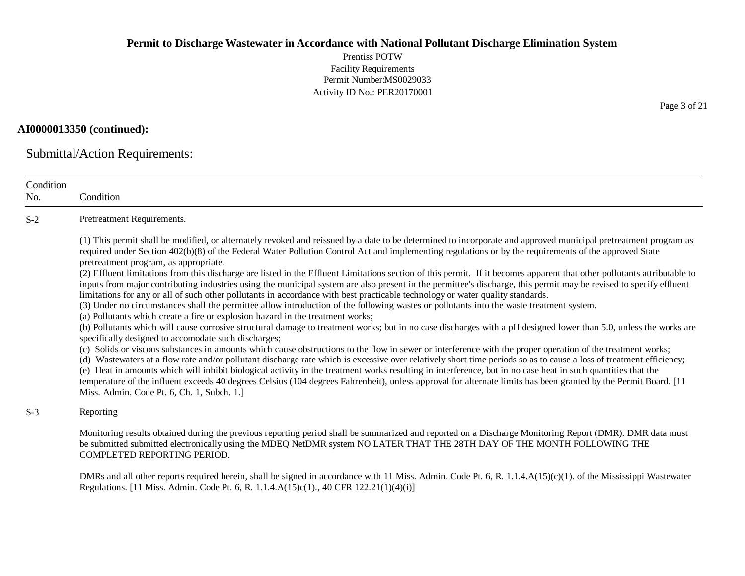**AI0000013350 (continued):**

## Submittal/Action Requirements:

| Condition No. | Condition |
|---|---|
| S-2 | Pretreatment Requirements.<br><br>(1) This permit shall be modified, or alternately revoked and reissued by a date to be determined to incorporate and approved municipal pretreatment program as required under Section 402(b)(8) of the Federal Water Pollution Control Act and implementing regulations or by the requirements of the approved State pretreatment program, as appropriate.<br>(2) Effluent limitations from this discharge are listed in the Effluent Limitations section of this permit. If it becomes apparent that other pollutants attributable to inputs from major contributing industries using the municipal system are also present in the permittee's discharge, this permit may be revised to specify effluent limitations for any or all of such other pollutants in accordance with best practicable technology or water quality standards.<br>(3) Under no circumstances shall the permittee allow introduction of the following wastes or pollutants into the waste treatment system.<br>(a) Pollutants which create a fire or explosion hazard in the treatment works;<br>(b) Pollutants which will cause corrosive structural damage to treatment works; but in no case discharges with a pH designed lower than 5.0, unless the works are specifically designed to accomodate such discharges;<br>(c) Solids or viscous substances in amounts which cause obstructions to the flow in sewer or interference with the proper operation of the treatment works;<br>(d) Wastewaters at a flow rate and/or pollutant discharge rate which is excessive over relatively short time periods so as to cause a loss of treatment efficiency;<br>(e) Heat in amounts which will inhibit biological activity in the treatment works resulting in interference, but in no case heat in such quantities that the temperature of the influent exceeds 40 degrees Celsius (104 degrees Fahrenheit), unless approval for alternate limits has been granted by the Permit Board. [11 Miss. Admin. Code Pt. 6, Ch. 1, Subch. 1.] |
| S-3 | Reporting<br><br>Monitoring results obtained during the previous reporting period shall be summarized and reported on a Discharge Monitoring Report (DMR). DMR data must be submitted submitted electronically using the MDEQ NetDMR system NO LATER THAT THE 28TH DAY OF THE MONTH FOLLOWING THE COMPLETED REPORTING PERIOD.<br><br>DMRs and all other reports required herein, shall be signed in accordance with 11 Miss. Admin. Code Pt. 6, R. 1.1.4.A(15)(c)(1). of the Mississippi Wastewater Regulations. [11 Miss. Admin. Code Pt. 6, R. 1.1.4.A(15)c(1)., 40 CFR 122.21(1)(4)(i)] |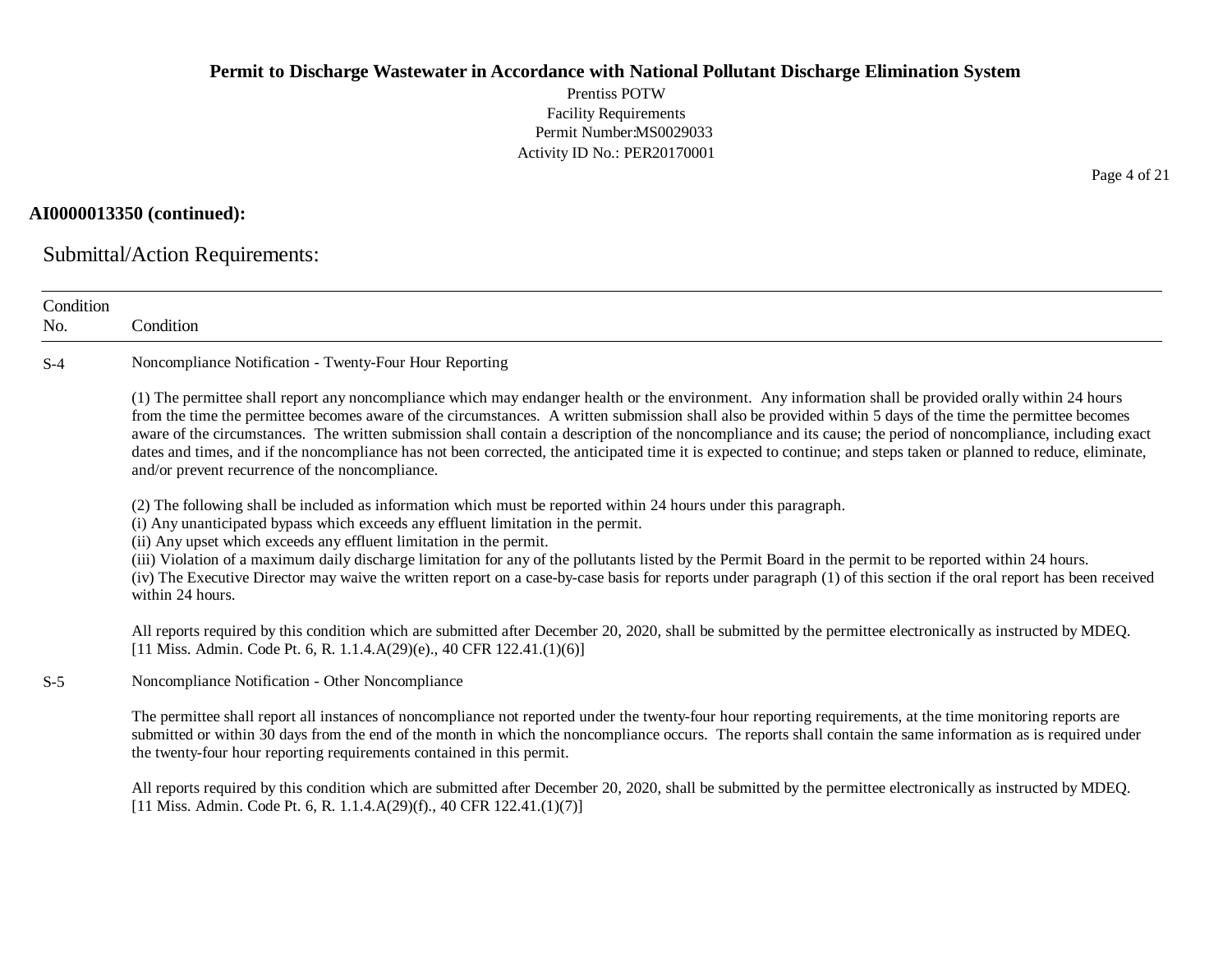**AI0000013350 (continued):**

Submittal/Action Requirements:

| Condition No. | Condition |
|---|---|
| S-4 | Noncompliance Notification - Twenty-Four Hour Reporting<br><br>(1) The permittee shall report any noncompliance which may endanger health or the environment. Any information shall be provided orally within 24 hours from the time the permittee becomes aware of the circumstances. A written submission shall also be provided within 5 days of the time the permittee becomes aware of the circumstances. The written submission shall contain a description of the noncompliance and its cause; the period of noncompliance, including exact dates and times, and if the noncompliance has not been corrected, the anticipated time it is expected to continue; and steps taken or planned to reduce, eliminate, and/or prevent recurrence of the noncompliance.<br><br>(2) The following shall be included as information which must be reported within 24 hours under this paragraph.<br>(i) Any unanticipated bypass which exceeds any effluent limitation in the permit.<br>(ii) Any upset which exceeds any effluent limitation in the permit.<br>(iii) Violation of a maximum daily discharge limitation for any of the pollutants listed by the Permit Board in the permit to be reported within 24 hours.<br>(iv) The Executive Director may waive the written report on a case-by-case basis for reports under paragraph (1) of this section if the oral report has been received within 24 hours.<br><br>All reports required by this condition which are submitted after December 20, 2020, shall be submitted by the permittee electronically as instructed by MDEQ.<br>[11 Miss. Admin. Code Pt. 6, R. 1.1.4.A(29)(e)., 40 CFR 122.41.(1)(6)] |
| S-5 | Noncompliance Notification - Other Noncompliance<br><br>The permittee shall report all instances of noncompliance not reported under the twenty-four hour reporting requirements, at the time monitoring reports are submitted or within 30 days from the end of the month in which the noncompliance occurs. The reports shall contain the same information as is required under the twenty-four hour reporting requirements contained in this permit.<br><br>All reports required by this condition which are submitted after December 20, 2020, shall be submitted by the permittee electronically as instructed by MDEQ.<br>[11 Miss. Admin. Code Pt. 6, R. 1.1.4.A(29)(f)., 40 CFR 122.41.(1)(7)] |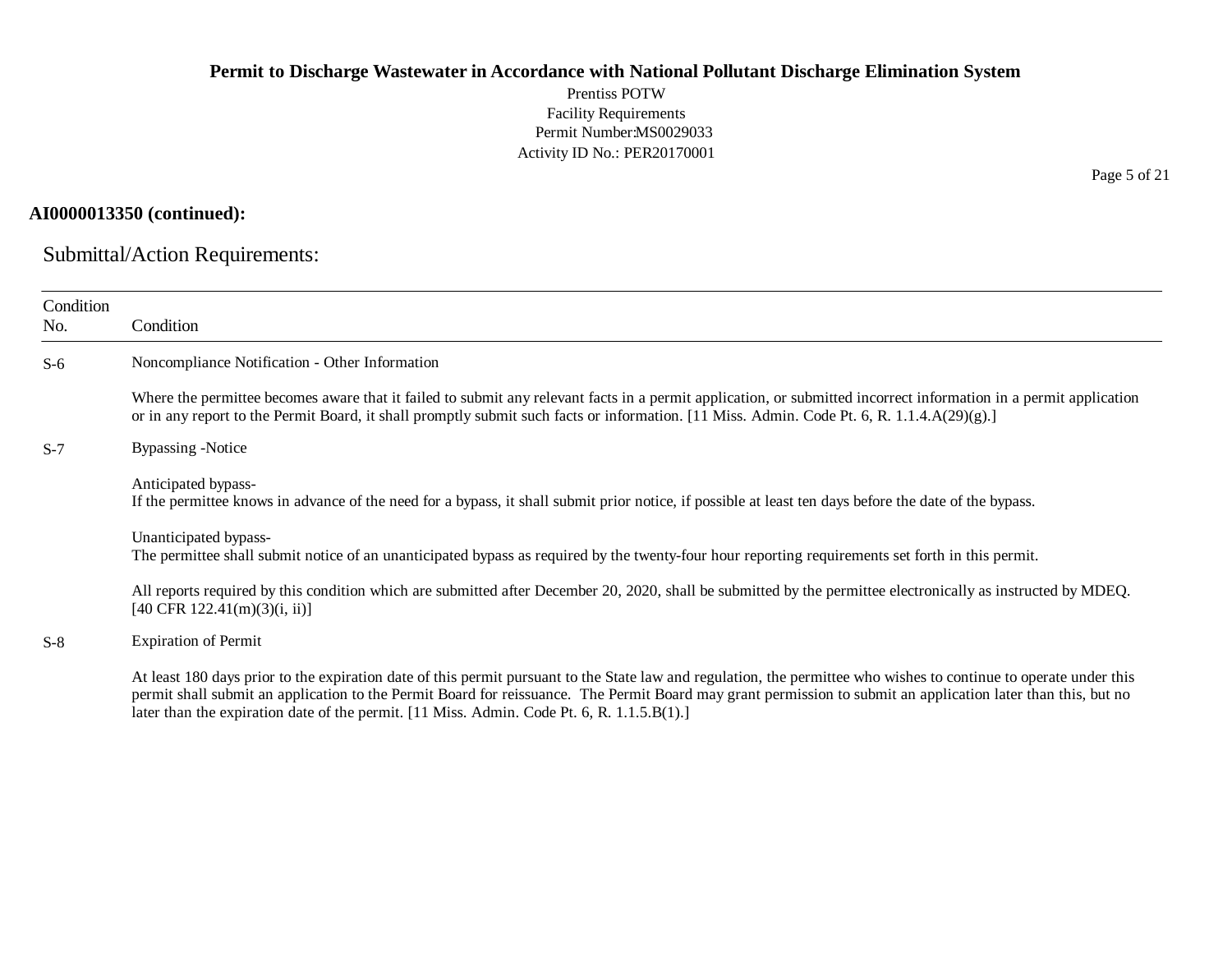**AI0000013350 (continued):**

## Submittal/Action Requirements:

| Condition No. | Condition |
|---|---|
| S-6 | Noncompliance Notification - Other Information<br><br>Where the permittee becomes aware that it failed to submit any relevant facts in a permit application, or submitted incorrect information in a permit application or in any report to the Permit Board, it shall promptly submit such facts or information. [11 Miss. Admin. Code Pt. 6, R. 1.1.4.A(29)(g).] |
| S-7 | Bypassing -Notice<br><br>Anticipated bypass-<br>If the permittee knows in advance of the need for a bypass, it shall submit prior notice, if possible at least ten days before the date of the bypass.<br><br>Unanticipated bypass-<br>The permittee shall submit notice of an unanticipated bypass as required by the twenty-four hour reporting requirements set forth in this permit.<br><br>All reports required by this condition which are submitted after December 20, 2020, shall be submitted by the permittee electronically as instructed by MDEQ. [40 CFR 122.41(m)(3)(i, ii)] |
| S-8 | Expiration of Permit<br><br>At least 180 days prior to the expiration date of this permit pursuant to the State law and regulation, the permittee who wishes to continue to operate under this permit shall submit an application to the Permit Board for reissuance. The Permit Board may grant permission to submit an application later than this, but no later than the expiration date of the permit. [11 Miss. Admin. Code Pt. 6, R. 1.1.5.B(1).] |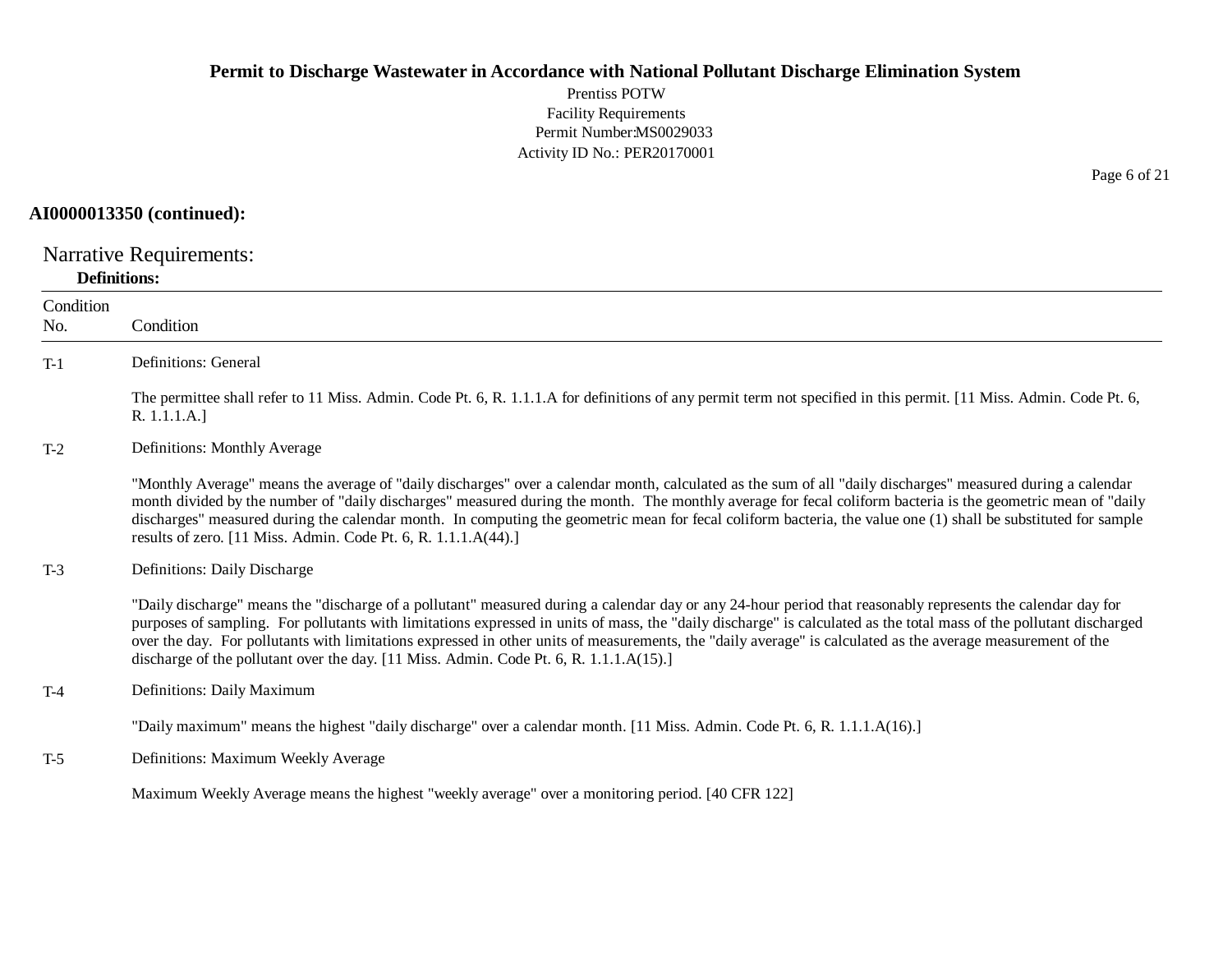**AI0000013350 (continued):**

## Narrative Requirements:

**Definitions:**

| Condition No. | Condition |
|---|---|
| T-1 | Definitions: General<br><br>The permittee shall refer to 11 Miss. Admin. Code Pt. 6, R. 1.1.1.A for definitions of any permit term not specified in this permit. [11 Miss. Admin. Code Pt. 6, R. 1.1.1.A.] |
| T-2 | Definitions: Monthly Average<br><br>"Monthly Average" means the average of "daily discharges" over a calendar month, calculated as the sum of all "daily discharges" measured during a calendar month divided by the number of "daily discharges" measured during the month. The monthly average for fecal coliform bacteria is the geometric mean of "daily discharges" measured during the calendar month. In computing the geometric mean for fecal coliform bacteria, the value one (1) shall be substituted for sample results of zero. [11 Miss. Admin. Code Pt. 6, R. 1.1.1.A(44).] |
| T-3 | Definitions: Daily Discharge<br><br>"Daily discharge" means the "discharge of a pollutant" measured during a calendar day or any 24-hour period that reasonably represents the calendar day for purposes of sampling. For pollutants with limitations expressed in units of mass, the "daily discharge" is calculated as the total mass of the pollutant discharged over the day. For pollutants with limitations expressed in other units of measurements, the "daily average" is calculated as the average measurement of the discharge of the pollutant over the day. [11 Miss. Admin. Code Pt. 6, R. 1.1.1.A(15).] |
| T-4 | Definitions: Daily Maximum<br><br>"Daily maximum" means the highest "daily discharge" over a calendar month. [11 Miss. Admin. Code Pt. 6, R. 1.1.1.A(16).] |
| T-5 | Definitions: Maximum Weekly Average<br><br>Maximum Weekly Average means the highest "weekly average" over a monitoring period. [40 CFR 122] |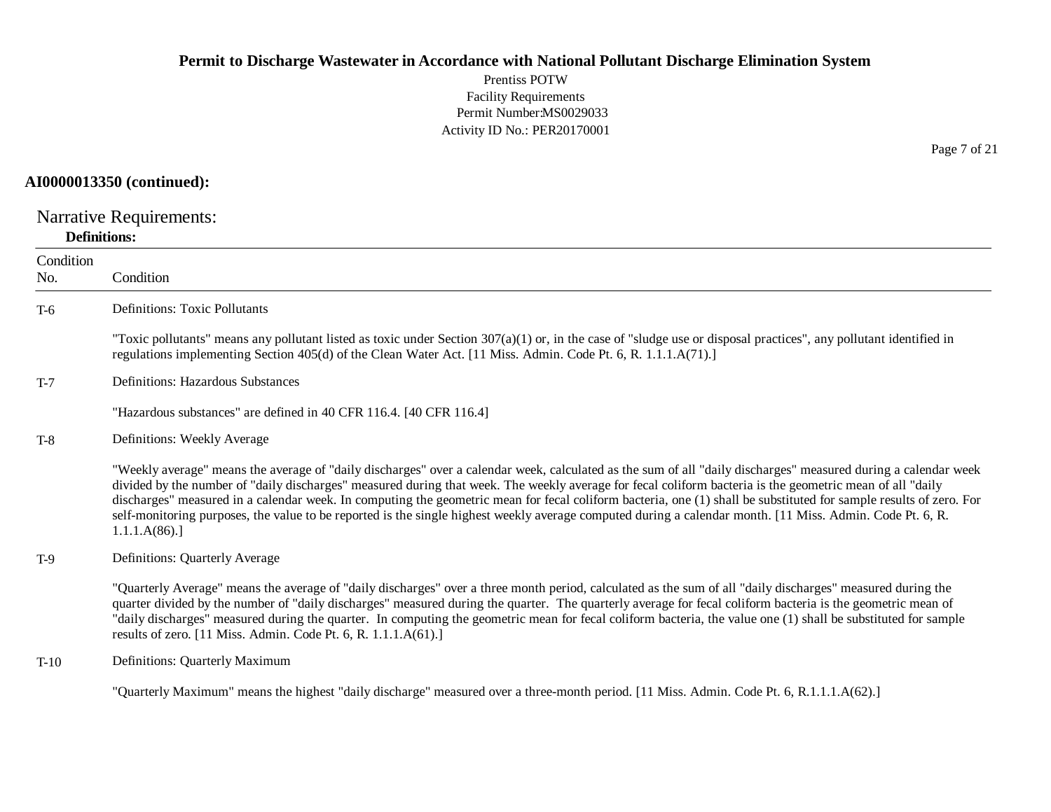**AI0000013350 (continued):**

## Narrative Requirements:

**Definitions:**

| Condition No. | Condition |
|---|---|
| T-6 | Definitions: Toxic Pollutants<br><br>"Toxic pollutants" means any pollutant listed as toxic under Section 307(a)(1) or, in the case of "sludge use or disposal practices", any pollutant identified in regulations implementing Section 405(d) of the Clean Water Act. [11 Miss. Admin. Code Pt. 6, R. 1.1.1.A(71).] |
| T-7 | Definitions: Hazardous Substances<br><br>"Hazardous substances" are defined in 40 CFR 116.4. [40 CFR 116.4] |
| T-8 | Definitions: Weekly Average<br><br>"Weekly average" means the average of "daily discharges" over a calendar week, calculated as the sum of all "daily discharges" measured during a calendar week divided by the number of "daily discharges" measured during that week. The weekly average for fecal coliform bacteria is the geometric mean of all "daily discharges" measured in a calendar week. In computing the geometric mean for fecal coliform bacteria, one (1) shall be substituted for sample results of zero. For self-monitoring purposes, the value to be reported is the single highest weekly average computed during a calendar month. [11 Miss. Admin. Code Pt. 6, R. 1.1.1.A(86).] |
| T-9 | Definitions: Quarterly Average<br><br>"Quarterly Average" means the average of "daily discharges" over a three month period, calculated as the sum of all "daily discharges" measured during the quarter divided by the number of "daily discharges" measured during the quarter. The quarterly average for fecal coliform bacteria is the geometric mean of "daily discharges" measured during the quarter. In computing the geometric mean for fecal coliform bacteria, the value one (1) shall be substituted for sample results of zero. [11 Miss. Admin. Code Pt. 6, R. 1.1.1.A(61).] |
| T-10 | Definitions: Quarterly Maximum<br><br>"Quarterly Maximum" means the highest "daily discharge" measured over a three-month period. [11 Miss. Admin. Code Pt. 6, R.1.1.1.A(62).] |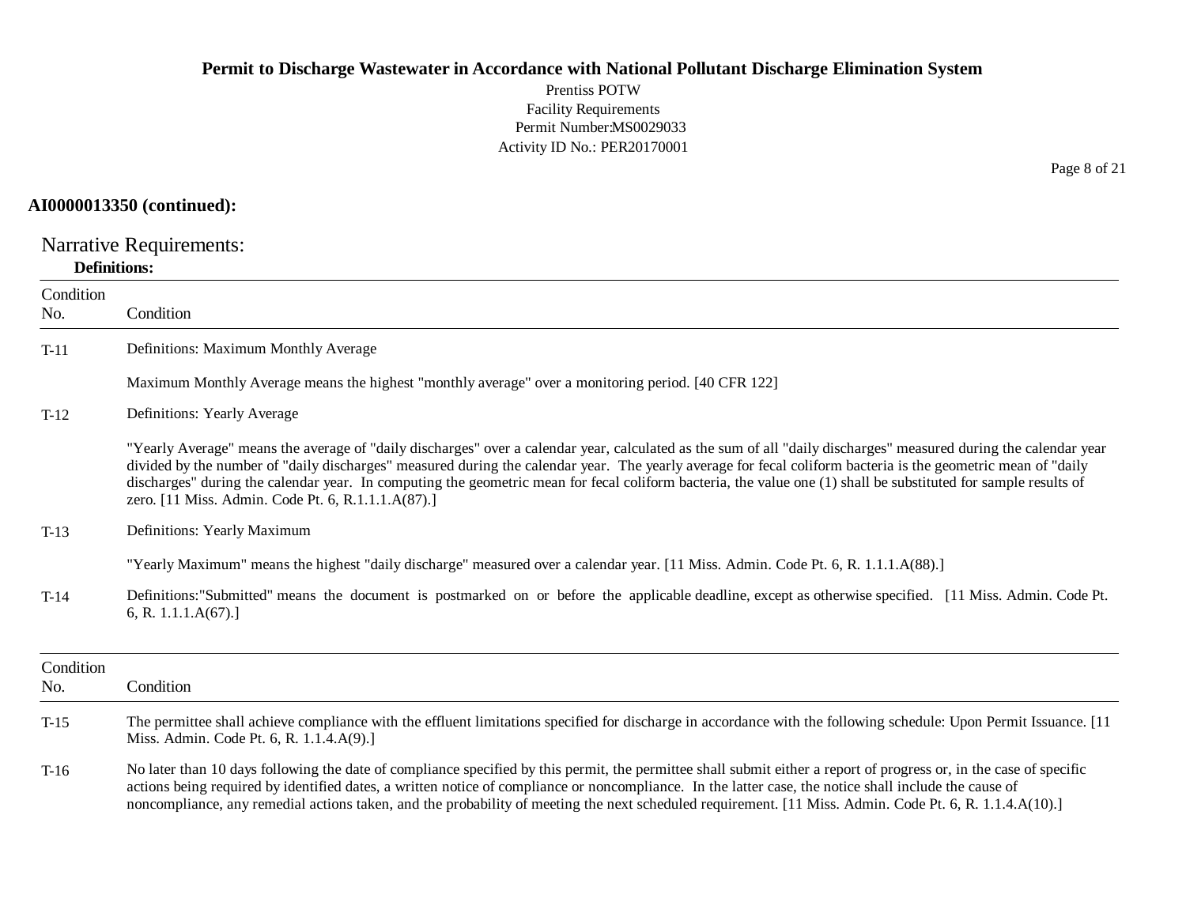**AI0000013350 (continued):**

## Narrative Requirements:

**Definitions:**

| Condition No. | Condition |
|---|---|
| T-11 | Definitions: Maximum Monthly Average<br><br>Maximum Monthly Average means the highest "monthly average" over a monitoring period. [40 CFR 122] |
| T-12 | Definitions: Yearly Average<br><br>"Yearly Average" means the average of "daily discharges" over a calendar year, calculated as the sum of all "daily discharges" measured during the calendar year divided by the number of "daily discharges" measured during the calendar year. The yearly average for fecal coliform bacteria is the geometric mean of "daily discharges" during the calendar year. In computing the geometric mean for fecal coliform bacteria, the value one (1) shall be substituted for sample results of zero. [11 Miss. Admin. Code Pt. 6, R.1.1.1.A(87).] |
| T-13 | Definitions: Yearly Maximum<br><br>"Yearly Maximum" means the highest "daily discharge" measured over a calendar year. [11 Miss. Admin. Code Pt. 6, R. 1.1.1.A(88).] |
| T-14 | Definitions:"Submitted" means the document is postmarked on or before the applicable deadline, except as otherwise specified. [11 Miss. Admin. Code Pt. 6, R. 1.1.1.A(67).] |

| Condition No. | Condition |
|---|---|
| T-15 | The permittee shall achieve compliance with the effluent limitations specified for discharge in accordance with the following schedule: Upon Permit Issuance. [11 Miss. Admin. Code Pt. 6, R. 1.1.4.A(9).] |
| T-16 | No later than 10 days following the date of compliance specified by this permit, the permittee shall submit either a report of progress or, in the case of specific actions being required by identified dates, a written notice of compliance or noncompliance. In the latter case, the notice shall include the cause of noncompliance, any remedial actions taken, and the probability of meeting the next scheduled requirement. [11 Miss. Admin. Code Pt. 6, R. 1.1.4.A(10).] |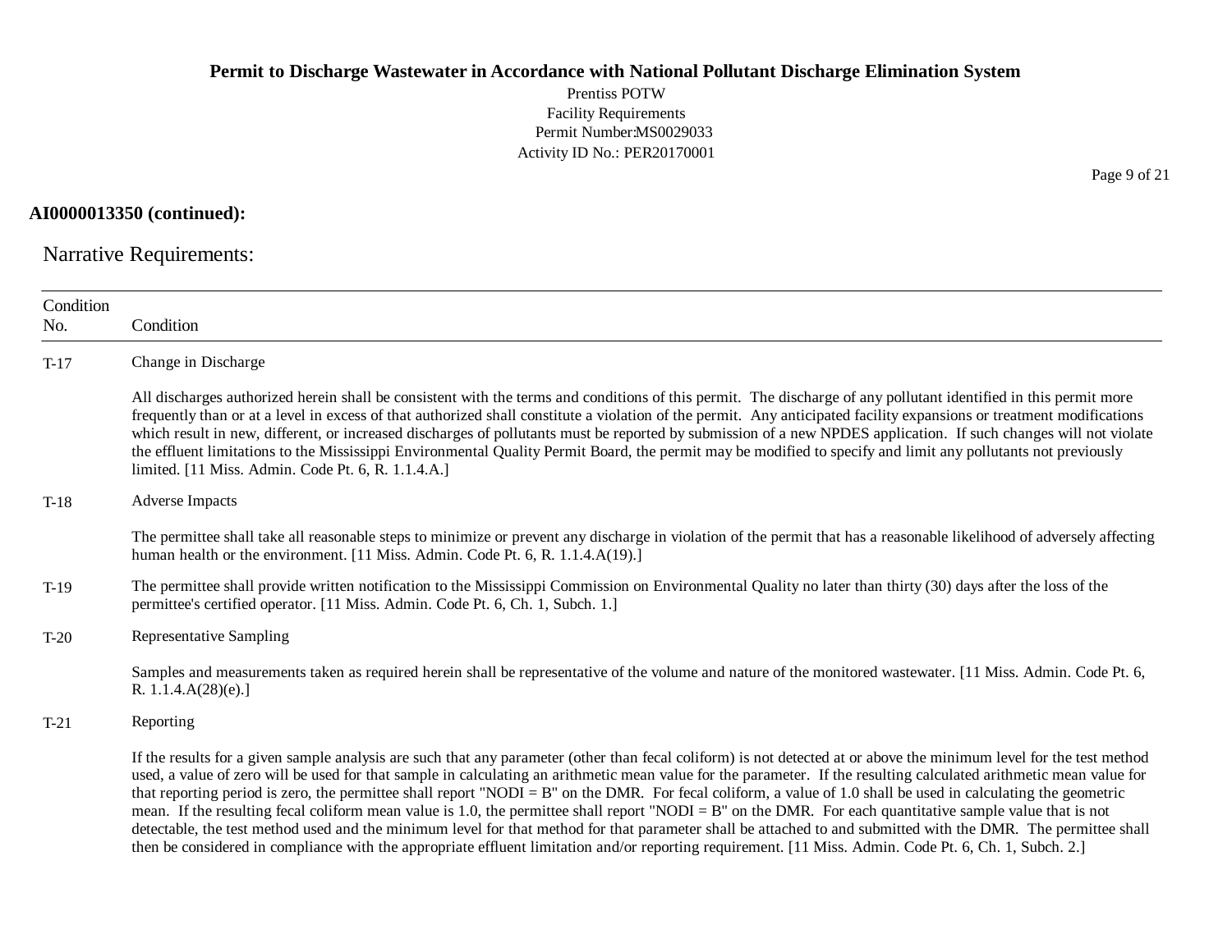**AI0000013350 (continued):**

## Narrative Requirements:

| Condition No. | Condition |
|---|---|
| T-17 | Change in Discharge<br><br>All discharges authorized herein shall be consistent with the terms and conditions of this permit. The discharge of any pollutant identified in this permit more frequently than or at a level in excess of that authorized shall constitute a violation of the permit. Any anticipated facility expansions or treatment modifications which result in new, different, or increased discharges of pollutants must be reported by submission of a new NPDES application. If such changes will not violate the effluent limitations to the Mississippi Environmental Quality Permit Board, the permit may be modified to specify and limit any pollutants not previously limited. [11 Miss. Admin. Code Pt. 6, R. 1.1.4.A.] |
| T-18 | Adverse Impacts<br><br>The permittee shall take all reasonable steps to minimize or prevent any discharge in violation of the permit that has a reasonable likelihood of adversely affecting human health or the environment. [11 Miss. Admin. Code Pt. 6, R. 1.1.4.A(19).] |
| T-19 | The permittee shall provide written notification to the Mississippi Commission on Environmental Quality no later than thirty (30) days after the loss of the permittee's certified operator. [11 Miss. Admin. Code Pt. 6, Ch. 1, Subch. 1.] |
| T-20 | Representative Sampling<br><br>Samples and measurements taken as required herein shall be representative of the volume and nature of the monitored wastewater. [11 Miss. Admin. Code Pt. 6, R. 1.1.4.A(28)(e).] |
| T-21 | Reporting<br><br>If the results for a given sample analysis are such that any parameter (other than fecal coliform) is not detected at or above the minimum level for the test method used, a value of zero will be used for that sample in calculating an arithmetic mean value for the parameter. If the resulting calculated arithmetic mean value for that reporting period is zero, the permittee shall report "NODI = B" on the DMR. For fecal coliform, a value of 1.0 shall be used in calculating the geometric mean. If the resulting fecal coliform mean value is 1.0, the permittee shall report "NODI = B" on the DMR. For each quantitative sample value that is not detectable, the test method used and the minimum level for that method for that parameter shall be attached to and submitted with the DMR. The permittee shall then be considered in compliance with the appropriate effluent limitation and/or reporting requirement. [11 Miss. Admin. Code Pt. 6, Ch. 1, Subch. 2.] |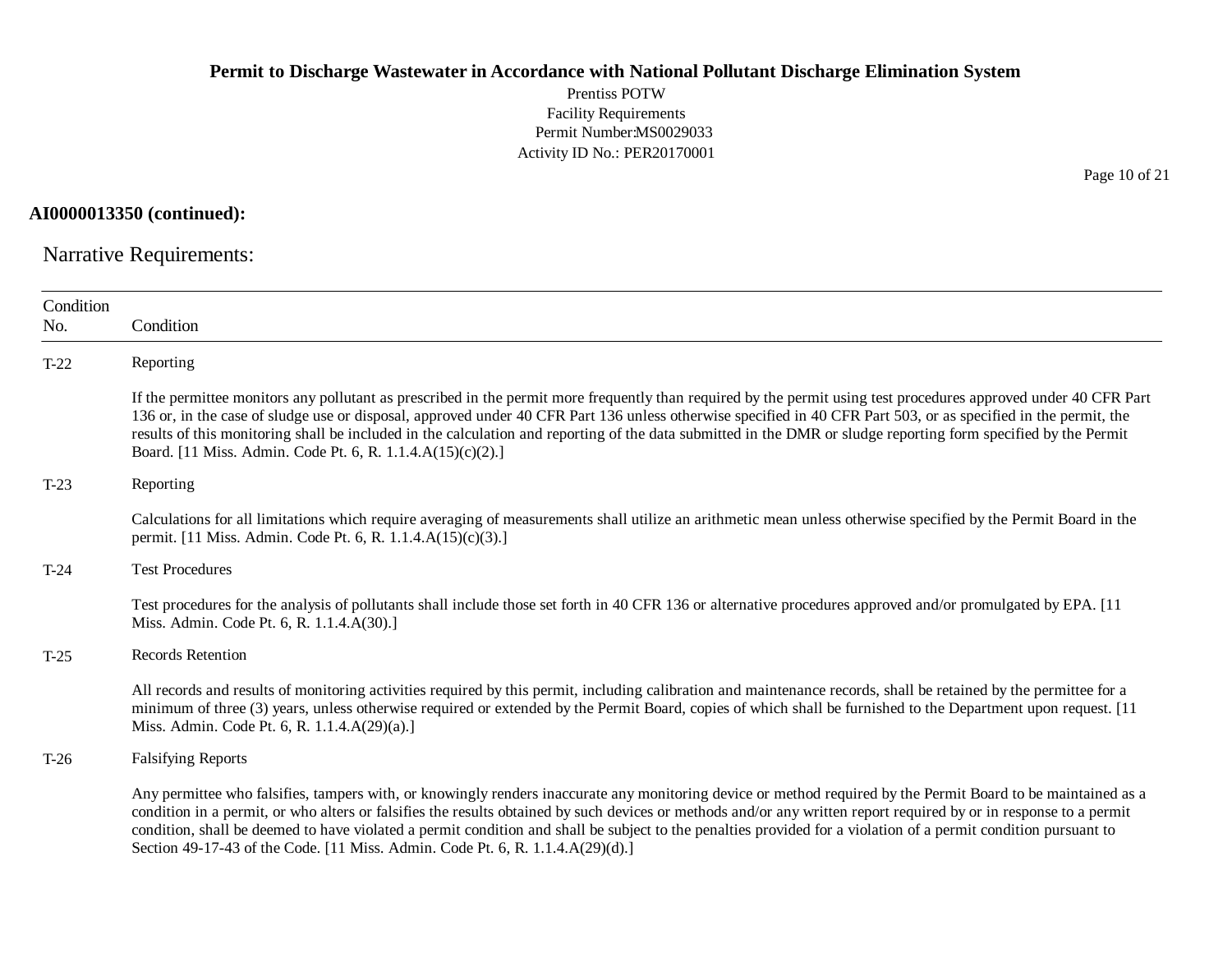**AI0000013350 (continued):**

## Narrative Requirements:

| Condition No. | Condition |
|---|---|
| T-22 | Reporting<br><br>If the permittee monitors any pollutant as prescribed in the permit more frequently than required by the permit using test procedures approved under 40 CFR Part 136 or, in the case of sludge use or disposal, approved under 40 CFR Part 136 unless otherwise specified in 40 CFR Part 503, or as specified in the permit, the results of this monitoring shall be included in the calculation and reporting of the data submitted in the DMR or sludge reporting form specified by the Permit Board. [11 Miss. Admin. Code Pt. 6, R. 1.1.4.A(15)(c)(2).] |
| T-23 | Reporting<br><br>Calculations for all limitations which require averaging of measurements shall utilize an arithmetic mean unless otherwise specified by the Permit Board in the permit. [11 Miss. Admin. Code Pt. 6, R. 1.1.4.A(15)(c)(3).] |
| T-24 | Test Procedures<br><br>Test procedures for the analysis of pollutants shall include those set forth in 40 CFR 136 or alternative procedures approved and/or promulgated by EPA. [11 Miss. Admin. Code Pt. 6, R. 1.1.4.A(30).] |
| T-25 | Records Retention<br><br>All records and results of monitoring activities required by this permit, including calibration and maintenance records, shall be retained by the permittee for a minimum of three (3) years, unless otherwise required or extended by the Permit Board, copies of which shall be furnished to the Department upon request. [11 Miss. Admin. Code Pt. 6, R. 1.1.4.A(29)(a).] |
| T-26 | Falsifying Reports<br><br>Any permittee who falsifies, tampers with, or knowingly renders inaccurate any monitoring device or method required by the Permit Board to be maintained as a condition in a permit, or who alters or falsifies the results obtained by such devices or methods and/or any written report required by or in response to a permit condition, shall be deemed to have violated a permit condition and shall be subject to the penalties provided for a violation of a permit condition pursuant to Section 49-17-43 of the Code. [11 Miss. Admin. Code Pt. 6, R. 1.1.4.A(29)(d).] |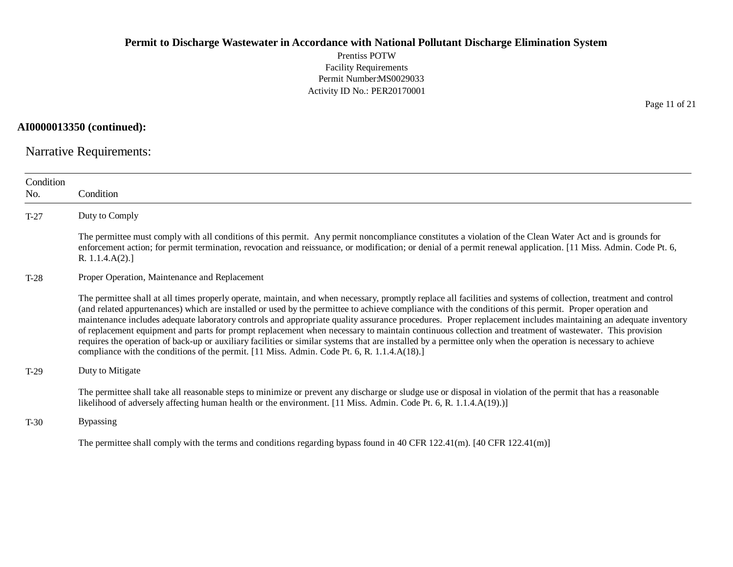**AI0000013350 (continued):**

## Narrative Requirements:

| Condition No. | Condition |
|---|---|
| T-27 | Duty to Comply<br><br>The permittee must comply with all conditions of this permit. Any permit noncompliance constitutes a violation of the Clean Water Act and is grounds for enforcement action; for permit termination, revocation and reissuance, or modification; or denial of a permit renewal application. [11 Miss. Admin. Code Pt. 6, R. 1.1.4.A(2).] |
| T-28 | Proper Operation, Maintenance and Replacement<br><br>The permittee shall at all times properly operate, maintain, and when necessary, promptly replace all facilities and systems of collection, treatment and control (and related appurtenances) which are installed or used by the permittee to achieve compliance with the conditions of this permit. Proper operation and maintenance includes adequate laboratory controls and appropriate quality assurance procedures. Proper replacement includes maintaining an adequate inventory of replacement equipment and parts for prompt replacement when necessary to maintain continuous collection and treatment of wastewater. This provision requires the operation of back-up or auxiliary facilities or similar systems that are installed by a permittee only when the operation is necessary to achieve compliance with the conditions of the permit. [11 Miss. Admin. Code Pt. 6, R. 1.1.4.A(18).] |
| T-29 | Duty to Mitigate<br><br>The permittee shall take all reasonable steps to minimize or prevent any discharge or sludge use or disposal in violation of the permit that has a reasonable likelihood of adversely affecting human health or the environment. [11 Miss. Admin. Code Pt. 6, R. 1.1.4.A(19).)] |
| T-30 | Bypassing<br><br>The permittee shall comply with the terms and conditions regarding bypass found in 40 CFR 122.41(m). [40 CFR 122.41(m)] |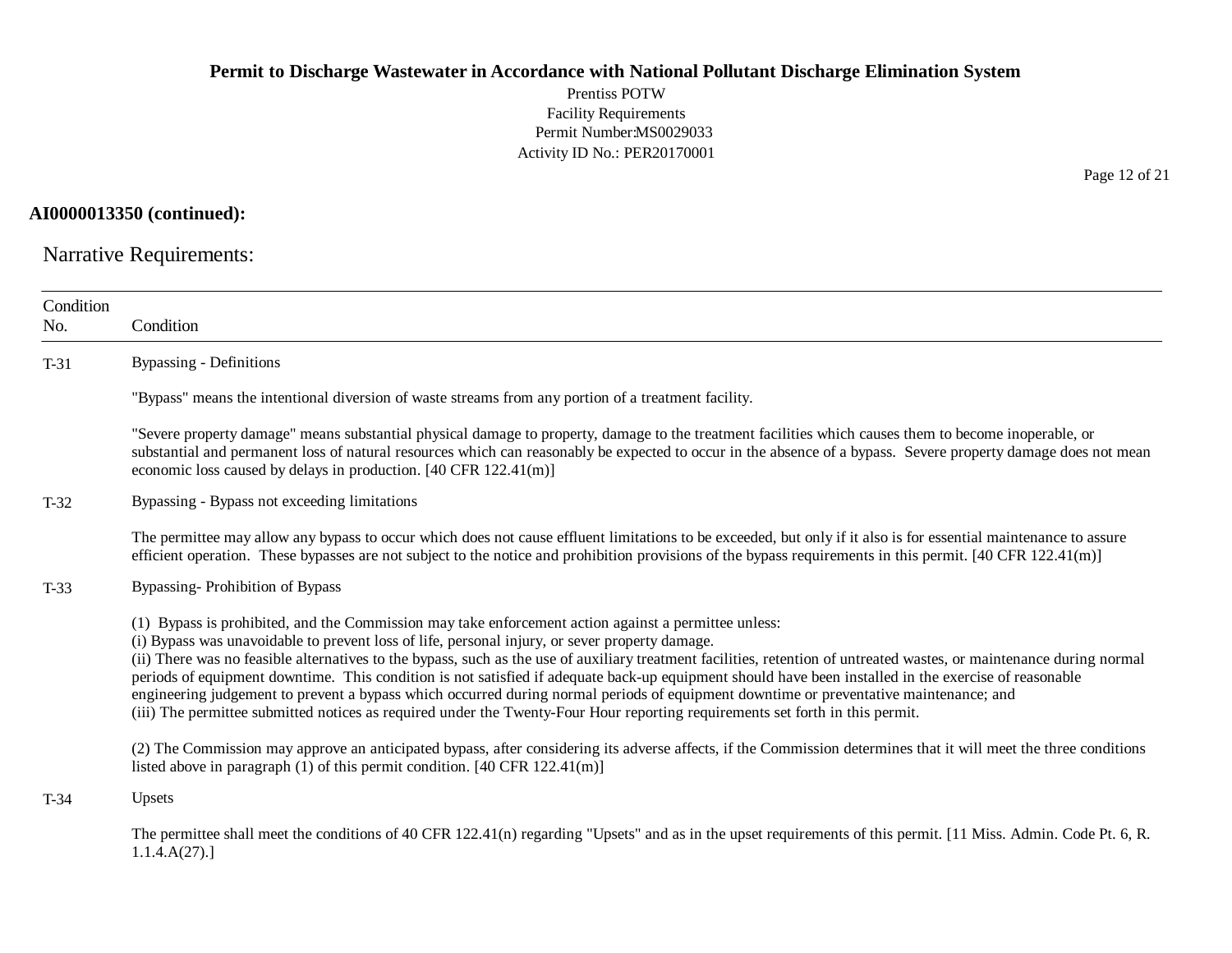**AI0000013350 (continued):**

## Narrative Requirements:

| Condition No. | Condition |
|---|---|
| T-31 | Bypassing - Definitions<br><br>"Bypass" means the intentional diversion of waste streams from any portion of a treatment facility.<br><br>"Severe property damage" means substantial physical damage to property, damage to the treatment facilities which causes them to become inoperable, or substantial and permanent loss of natural resources which can reasonably be expected to occur in the absence of a bypass. Severe property damage does not mean economic loss caused by delays in production. [40 CFR 122.41(m)] |
| T-32 | Bypassing - Bypass not exceeding limitations<br><br>The permittee may allow any bypass to occur which does not cause effluent limitations to be exceeded, but only if it also is for essential maintenance to assure efficient operation. These bypasses are not subject to the notice and prohibition provisions of the bypass requirements in this permit. [40 CFR 122.41(m)] |
| T-33 | Bypassing- Prohibition of Bypass<br><br>(1) Bypass is prohibited, and the Commission may take enforcement action against a permittee unless:<br>(i) Bypass was unavoidable to prevent loss of life, personal injury, or sever property damage.<br>(ii) There was no feasible alternatives to the bypass, such as the use of auxiliary treatment facilities, retention of untreated wastes, or maintenance during normal periods of equipment downtime. This condition is not satisfied if adequate back-up equipment should have been installed in the exercise of reasonable engineering judgement to prevent a bypass which occurred during normal periods of equipment downtime or preventative maintenance; and<br>(iii) The permittee submitted notices as required under the Twenty-Four Hour reporting requirements set forth in this permit.<br><br>(2) The Commission may approve an anticipated bypass, after considering its adverse affects, if the Commission determines that it will meet the three conditions listed above in paragraph (1) of this permit condition. [40 CFR 122.41(m)] |
| T-34 | Upsets<br><br>The permittee shall meet the conditions of 40 CFR 122.41(n) regarding "Upsets" and as in the upset requirements of this permit. [11 Miss. Admin. Code Pt. 6, R. 1.1.4.A(27).] |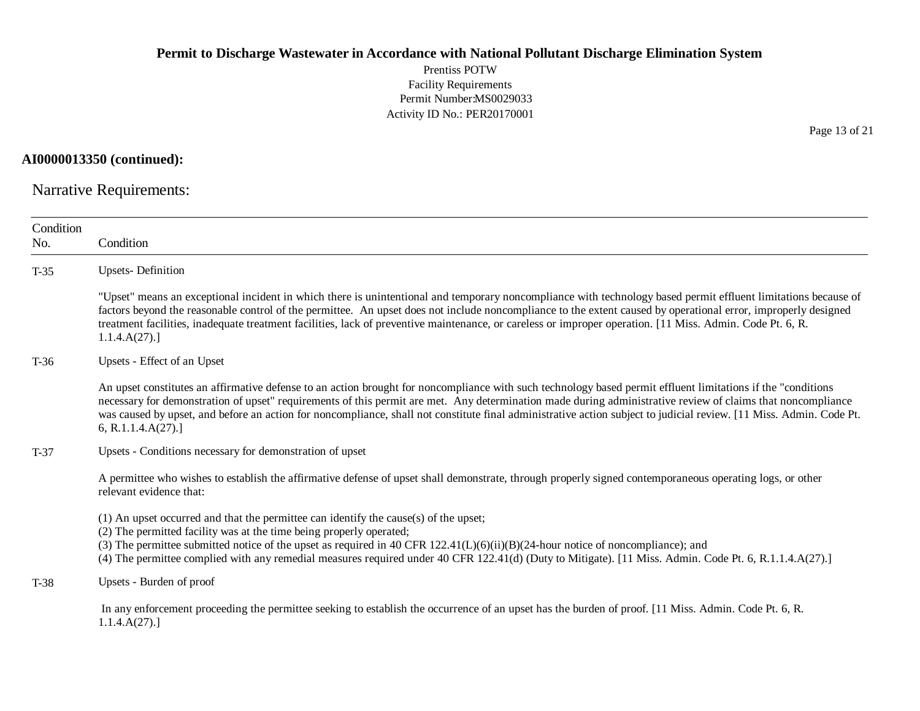**AI0000013350 (continued):**

## Narrative Requirements:

| Condition No. | Condition |
|---|---|
| T-35 | Upsets- Definition<br><br>"Upset" means an exceptional incident in which there is unintentional and temporary noncompliance with technology based permit effluent limitations because of factors beyond the reasonable control of the permittee. An upset does not include noncompliance to the extent caused by operational error, improperly designed treatment facilities, inadequate treatment facilities, lack of preventive maintenance, or careless or improper operation. [11 Miss. Admin. Code Pt. 6, R. 1.1.4.A(27).] |
| T-36 | Upsets - Effect of an Upset<br><br>An upset constitutes an affirmative defense to an action brought for noncompliance with such technology based permit effluent limitations if the "conditions necessary for demonstration of upset" requirements of this permit are met. Any determination made during administrative review of claims that noncompliance was caused by upset, and before an action for noncompliance, shall not constitute final administrative action subject to judicial review. [11 Miss. Admin. Code Pt. 6, R.1.1.4.A(27).] |
| T-37 | Upsets - Conditions necessary for demonstration of upset<br><br>A permittee who wishes to establish the affirmative defense of upset shall demonstrate, through properly signed contemporaneous operating logs, or other relevant evidence that:<br><br>(1) An upset occurred and that the permittee can identify the cause(s) of the upset;<br>(2) The permitted facility was at the time being properly operated;<br>(3) The permittee submitted notice of the upset as required in 40 CFR 122.41(L)(6)(ii)(B)(24-hour notice of noncompliance); and<br>(4) The permittee complied with any remedial measures required under 40 CFR 122.41(d) (Duty to Mitigate). [11 Miss. Admin. Code Pt. 6, R.1.1.4.A(27).] |
| T-38 | Upsets - Burden of proof<br><br>In any enforcement proceeding the permittee seeking to establish the occurrence of an upset has the burden of proof. [11 Miss. Admin. Code Pt. 6, R. 1.1.4.A(27).] |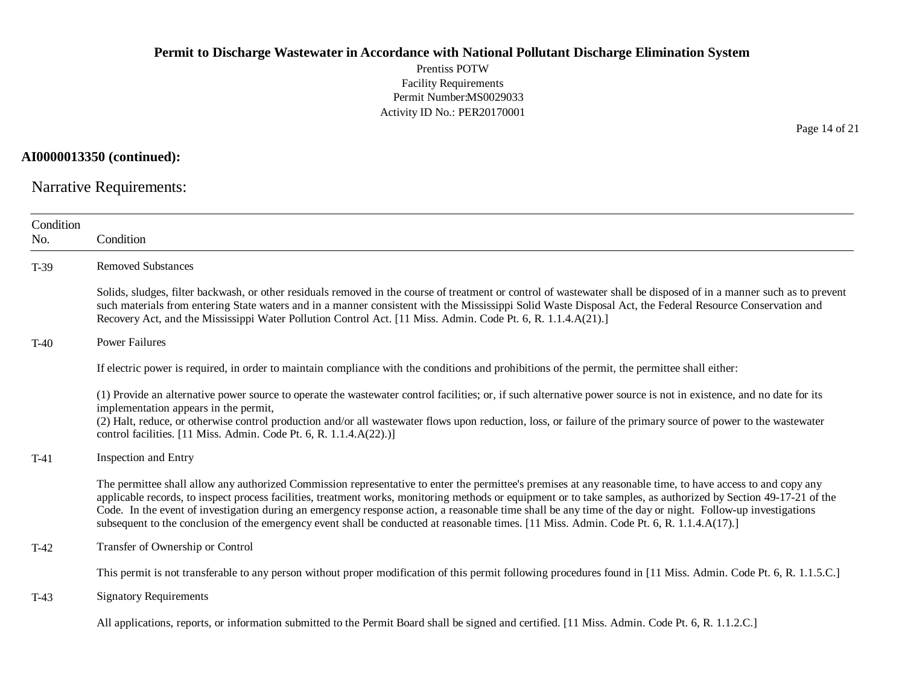**AI0000013350 (continued):**

## Narrative Requirements:

| Condition No. | Condition |
|---|---|
| T-39 | Removed Substances<br><br>Solids, sludges, filter backwash, or other residuals removed in the course of treatment or control of wastewater shall be disposed of in a manner such as to prevent such materials from entering State waters and in a manner consistent with the Mississippi Solid Waste Disposal Act, the Federal Resource Conservation and Recovery Act, and the Mississippi Water Pollution Control Act. [11 Miss. Admin. Code Pt. 6, R. 1.1.4.A(21).] |
| T-40 | Power Failures<br><br>If electric power is required, in order to maintain compliance with the conditions and prohibitions of the permit, the permittee shall either:<br><br>(1) Provide an alternative power source to operate the wastewater control facilities; or, if such alternative power source is not in existence, and no date for its implementation appears in the permit,<br>(2) Halt, reduce, or otherwise control production and/or all wastewater flows upon reduction, loss, or failure of the primary source of power to the wastewater control facilities. [11 Miss. Admin. Code Pt. 6, R. 1.1.4.A(22).)] |
| T-41 | Inspection and Entry<br><br>The permittee shall allow any authorized Commission representative to enter the permittee's premises at any reasonable time, to have access to and copy any applicable records, to inspect process facilities, treatment works, monitoring methods or equipment or to take samples, as authorized by Section 49-17-21 of the Code. In the event of investigation during an emergency response action, a reasonable time shall be any time of the day or night. Follow-up investigations subsequent to the conclusion of the emergency event shall be conducted at reasonable times. [11 Miss. Admin. Code Pt. 6, R. 1.1.4.A(17).] |
| T-42 | Transfer of Ownership or Control<br><br>This permit is not transferable to any person without proper modification of this permit following procedures found in [11 Miss. Admin. Code Pt. 6, R. 1.1.5.C.] |
| T-43 | Signatory Requirements<br><br>All applications, reports, or information submitted to the Permit Board shall be signed and certified. [11 Miss. Admin. Code Pt. 6, R. 1.1.2.C.] |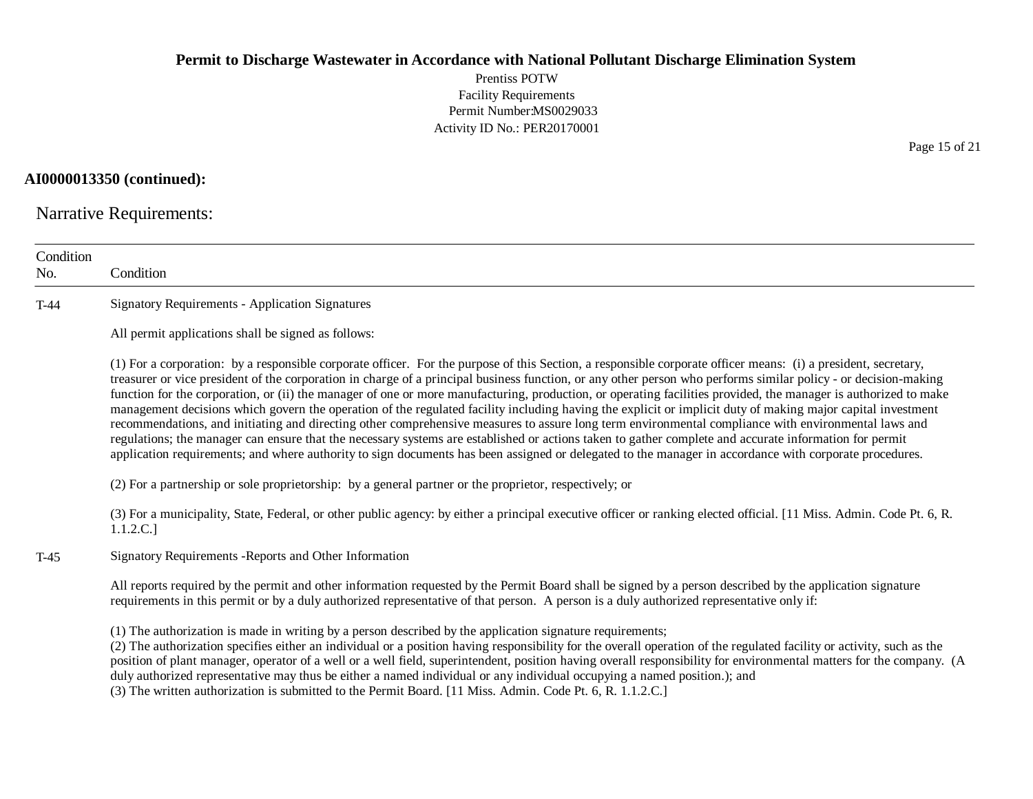**AI0000013350 (continued):**

## Narrative Requirements:

| Condition No. | Condition |
|---|---|
| T-44 | Signatory Requirements - Application Signatures<br><br>All permit applications shall be signed as follows:<br><br>(1) For a corporation: by a responsible corporate officer. For the purpose of this Section, a responsible corporate officer means: (i) a president, secretary, treasurer or vice president of the corporation in charge of a principal business function, or any other person who performs similar policy - or decision-making function for the corporation, or (ii) the manager of one or more manufacturing, production, or operating facilities provided, the manager is authorized to make management decisions which govern the operation of the regulated facility including having the explicit or implicit duty of making major capital investment recommendations, and initiating and directing other comprehensive measures to assure long term environmental compliance with environmental laws and regulations; the manager can ensure that the necessary systems are established or actions taken to gather complete and accurate information for permit application requirements; and where authority to sign documents has been assigned or delegated to the manager in accordance with corporate procedures.<br><br>(2) For a partnership or sole proprietorship: by a general partner or the proprietor, respectively; or<br><br>(3) For a municipality, State, Federal, or other public agency: by either a principal executive officer or ranking elected official. [11 Miss. Admin. Code Pt. 6, R. 1.1.2.C.] |
| T-45 | Signatory Requirements -Reports and Other Information<br><br>All reports required by the permit and other information requested by the Permit Board shall be signed by a person described by the application signature requirements in this permit or by a duly authorized representative of that person. A person is a duly authorized representative only if:<br><br>(1) The authorization is made in writing by a person described by the application signature requirements;<br>(2) The authorization specifies either an individual or a position having responsibility for the overall operation of the regulated facility or activity, such as the position of plant manager, operator of a well or a well field, superintendent, position having overall responsibility for environmental matters for the company. (A duly authorized representative may thus be either a named individual or any individual occupying a named position.); and<br>(3) The written authorization is submitted to the Permit Board. [11 Miss. Admin. Code Pt. 6, R. 1.1.2.C.] |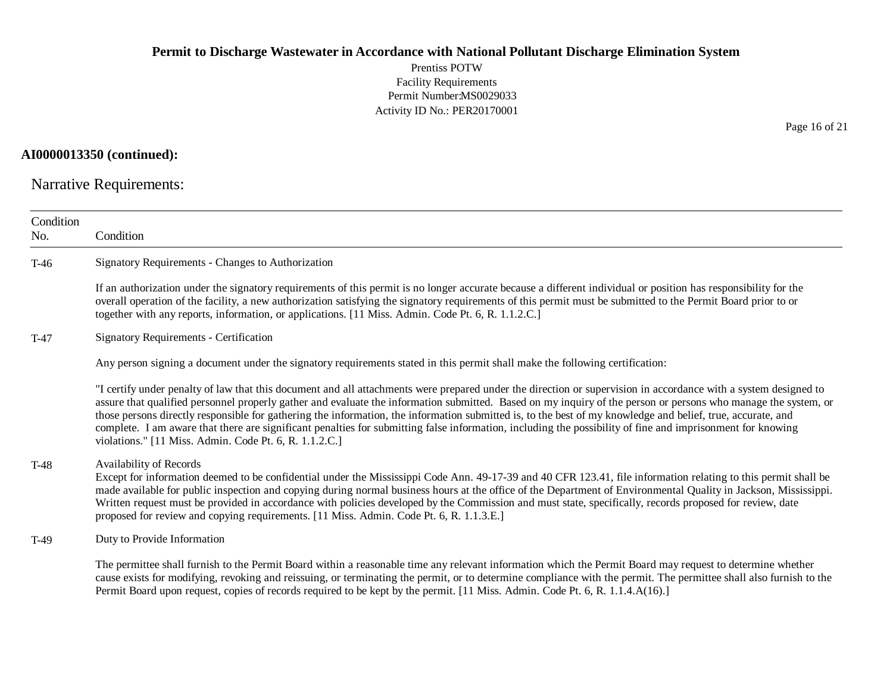**AI0000013350 (continued):**

## Narrative Requirements:

| Condition No. | Condition |
|---|---|
| T-46 | Signatory Requirements - Changes to Authorization<br><br>If an authorization under the signatory requirements of this permit is no longer accurate because a different individual or position has responsibility for the overall operation of the facility, a new authorization satisfying the signatory requirements of this permit must be submitted to the Permit Board prior to or together with any reports, information, or applications. [11 Miss. Admin. Code Pt. 6, R. 1.1.2.C.] |
| T-47 | Signatory Requirements - Certification<br><br>Any person signing a document under the signatory requirements stated in this permit shall make the following certification:<br><br>"I certify under penalty of law that this document and all attachments were prepared under the direction or supervision in accordance with a system designed to assure that qualified personnel properly gather and evaluate the information submitted. Based on my inquiry of the person or persons who manage the system, or those persons directly responsible for gathering the information, the information submitted is, to the best of my knowledge and belief, true, accurate, and complete. I am aware that there are significant penalties for submitting false information, including the possibility of fine and imprisonment for knowing violations." [11 Miss. Admin. Code Pt. 6, R. 1.1.2.C.] |
| T-48 | Availability of Records<br>Except for information deemed to be confidential under the Mississippi Code Ann. 49-17-39 and 40 CFR 123.41, file information relating to this permit shall be made available for public inspection and copying during normal business hours at the office of the Department of Environmental Quality in Jackson, Mississippi. Written request must be provided in accordance with policies developed by the Commission and must state, specifically, records proposed for review, date proposed for review and copying requirements. [11 Miss. Admin. Code Pt. 6, R. 1.1.3.E.] |
| T-49 | Duty to Provide Information<br><br>The permittee shall furnish to the Permit Board within a reasonable time any relevant information which the Permit Board may request to determine whether cause exists for modifying, revoking and reissuing, or terminating the permit, or to determine compliance with the permit. The permittee shall also furnish to the Permit Board upon request, copies of records required to be kept by the permit. [11 Miss. Admin. Code Pt. 6, R. 1.1.4.A(16).] |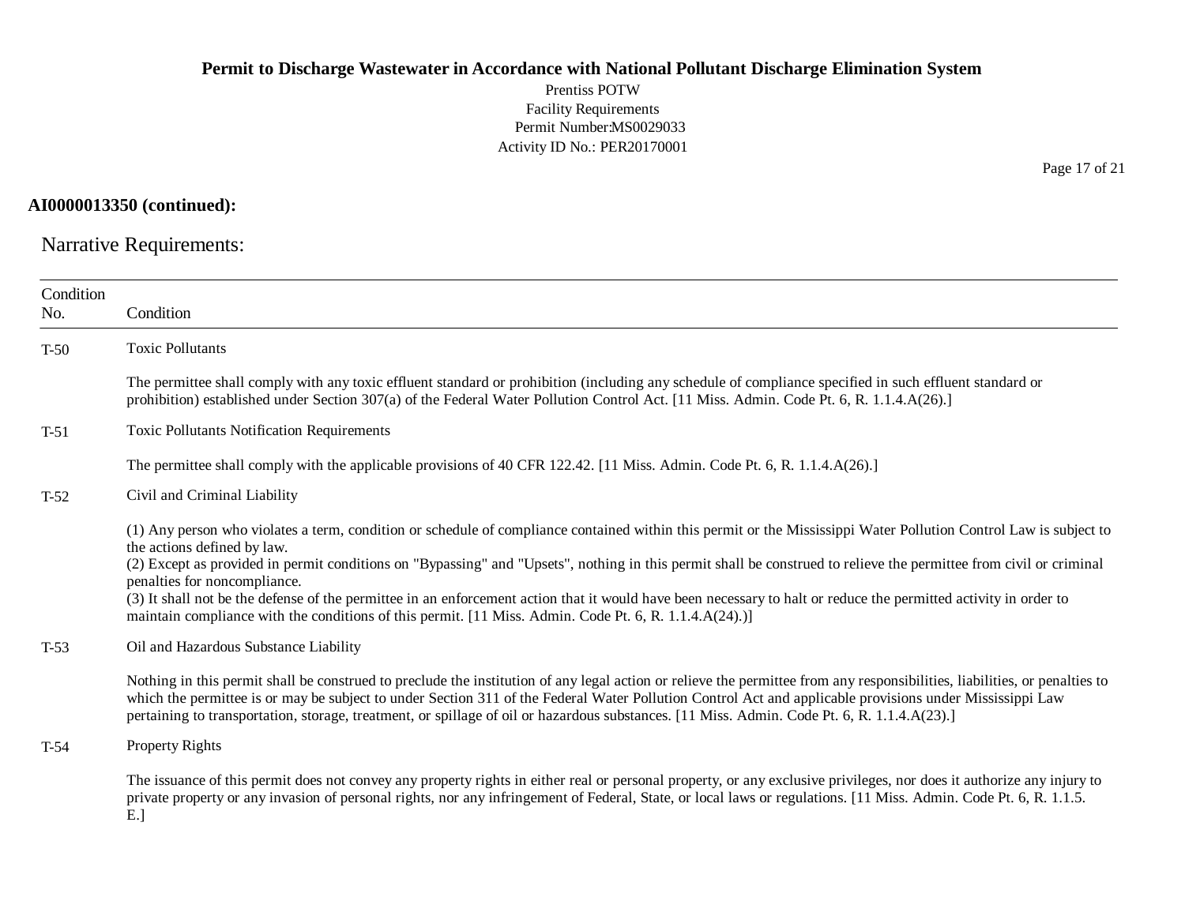**AI0000013350 (continued):**

## Narrative Requirements:

| Condition No. | Condition |
|---|---|
| T-50 | Toxic Pollutants<br><br>The permittee shall comply with any toxic effluent standard or prohibition (including any schedule of compliance specified in such effluent standard or prohibition) established under Section 307(a) of the Federal Water Pollution Control Act. [11 Miss. Admin. Code Pt. 6, R. 1.1.4.A(26).] |
| T-51 | Toxic Pollutants Notification Requirements<br><br>The permittee shall comply with the applicable provisions of 40 CFR 122.42. [11 Miss. Admin. Code Pt. 6, R. 1.1.4.A(26).] |
| T-52 | Civil and Criminal Liability<br><br>(1) Any person who violates a term, condition or schedule of compliance contained within this permit or the Mississippi Water Pollution Control Law is subject to the actions defined by law.<br>(2) Except as provided in permit conditions on "Bypassing" and "Upsets", nothing in this permit shall be construed to relieve the permittee from civil or criminal penalties for noncompliance.<br>(3) It shall not be the defense of the permittee in an enforcement action that it would have been necessary to halt or reduce the permitted activity in order to maintain compliance with the conditions of this permit. [11 Miss. Admin. Code Pt. 6, R. 1.1.4.A(24).)] |
| T-53 | Oil and Hazardous Substance Liability<br><br>Nothing in this permit shall be construed to preclude the institution of any legal action or relieve the permittee from any responsibilities, liabilities, or penalties to which the permittee is or may be subject to under Section 311 of the Federal Water Pollution Control Act and applicable provisions under Mississippi Law pertaining to transportation, storage, treatment, or spillage of oil or hazardous substances. [11 Miss. Admin. Code Pt. 6, R. 1.1.4.A(23).] |
| T-54 | Property Rights<br><br>The issuance of this permit does not convey any property rights in either real or personal property, or any exclusive privileges, nor does it authorize any injury to private property or any invasion of personal rights, nor any infringement of Federal, State, or local laws or regulations. [11 Miss. Admin. Code Pt. 6, R. 1.1.5. E.] |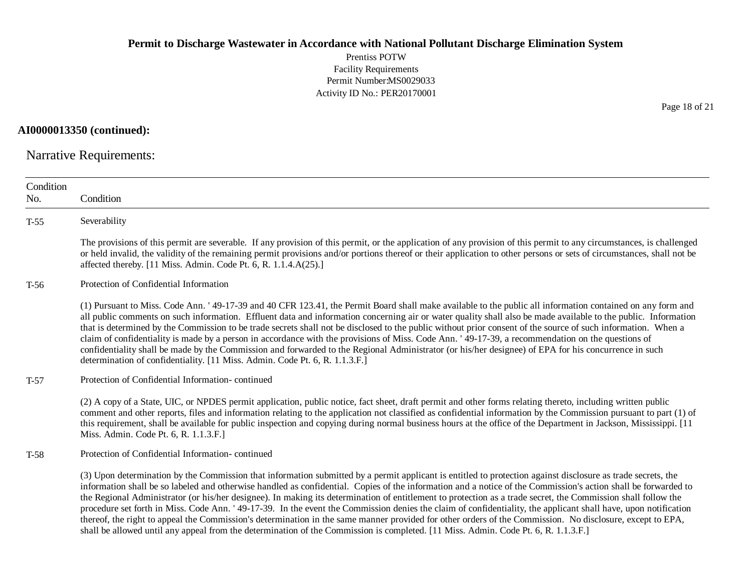**AI0000013350 (continued):**

## Narrative Requirements:

| Condition No. | Condition |
|---|---|
| T-55 | Severability<br><br>The provisions of this permit are severable. If any provision of this permit, or the application of any provision of this permit to any circumstances, is challenged or held invalid, the validity of the remaining permit provisions and/or portions thereof or their application to other persons or sets of circumstances, shall not be affected thereby. [11 Miss. Admin. Code Pt. 6, R. 1.1.4.A(25).] |
| T-56 | Protection of Confidential Information<br><br>(1) Pursuant to Miss. Code Ann. ' 49-17-39 and 40 CFR 123.41, the Permit Board shall make available to the public all information contained on any form and all public comments on such information. Effluent data and information concerning air or water quality shall also be made available to the public. Information that is determined by the Commission to be trade secrets shall not be disclosed to the public without prior consent of the source of such information. When a claim of confidentiality is made by a person in accordance with the provisions of Miss. Code Ann. ' 49-17-39, a recommendation on the questions of confidentiality shall be made by the Commission and forwarded to the Regional Administrator (or his/her designee) of EPA for his concurrence in such determination of confidentiality. [11 Miss. Admin. Code Pt. 6, R. 1.1.3.F.] |
| T-57 | Protection of Confidential Information- continued<br><br>(2) A copy of a State, UIC, or NPDES permit application, public notice, fact sheet, draft permit and other forms relating thereto, including written public comment and other reports, files and information relating to the application not classified as confidential information by the Commission pursuant to part (1) of this requirement, shall be available for public inspection and copying during normal business hours at the office of the Department in Jackson, Mississippi. [11 Miss. Admin. Code Pt. 6, R. 1.1.3.F.] |
| T-58 | Protection of Confidential Information- continued<br><br>(3) Upon determination by the Commission that information submitted by a permit applicant is entitled to protection against disclosure as trade secrets, the information shall be so labeled and otherwise handled as confidential. Copies of the information and a notice of the Commission's action shall be forwarded to the Regional Administrator (or his/her designee). In making its determination of entitlement to protection as a trade secret, the Commission shall follow the procedure set forth in Miss. Code Ann. ' 49-17-39. In the event the Commission denies the claim of confidentiality, the applicant shall have, upon notification thereof, the right to appeal the Commission's determination in the same manner provided for other orders of the Commission. No disclosure, except to EPA, shall be allowed until any appeal from the determination of the Commission is completed. [11 Miss. Admin. Code Pt. 6, R. 1.1.3.F.] |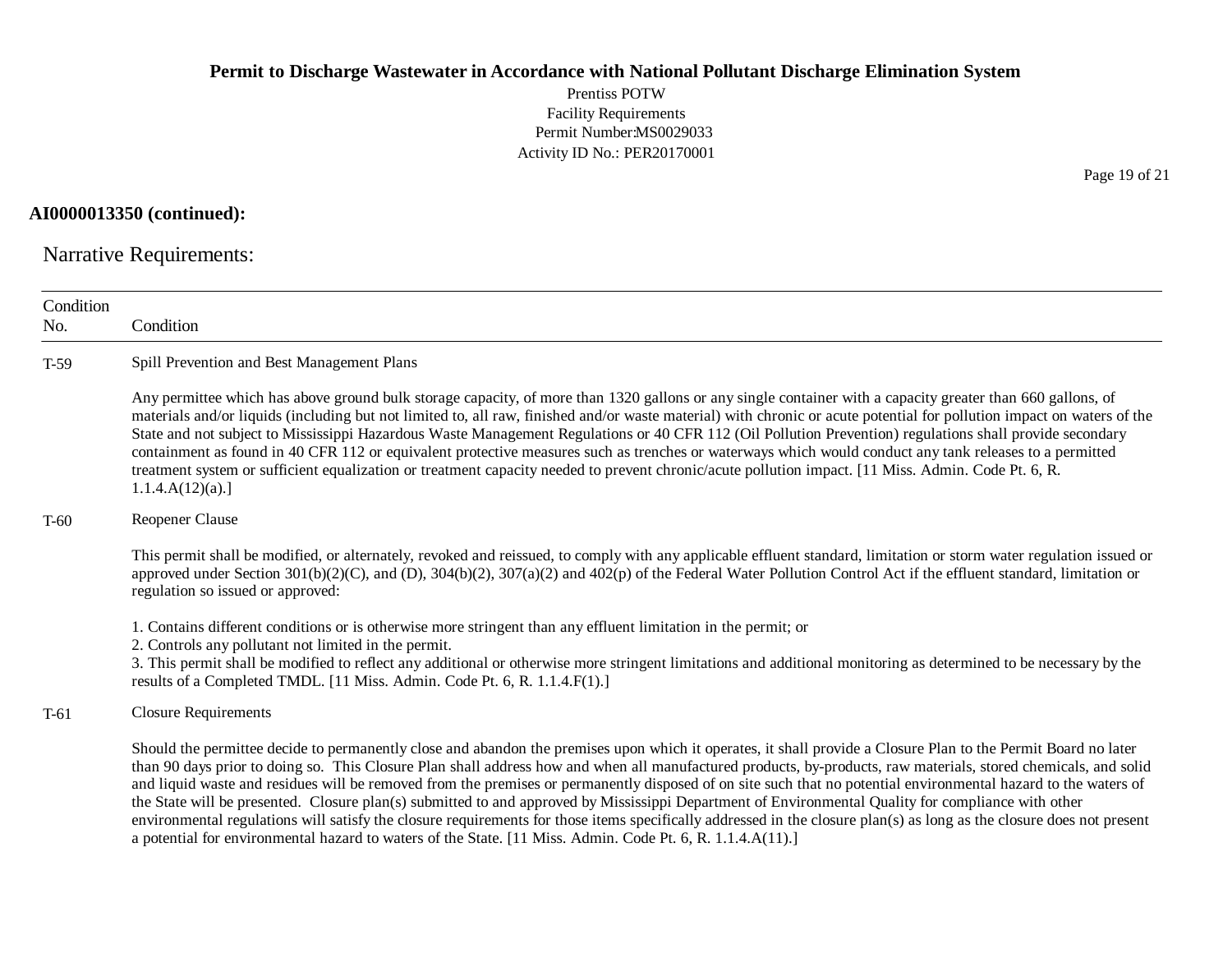**AI0000013350 (continued):**

## Narrative Requirements:

| Condition No. | Condition |
|---|---|
| T-59 | Spill Prevention and Best Management Plans<br><br>Any permittee which has above ground bulk storage capacity, of more than 1320 gallons or any single container with a capacity greater than 660 gallons, of materials and/or liquids (including but not limited to, all raw, finished and/or waste material) with chronic or acute potential for pollution impact on waters of the State and not subject to Mississippi Hazardous Waste Management Regulations or 40 CFR 112 (Oil Pollution Prevention) regulations shall provide secondary containment as found in 40 CFR 112 or equivalent protective measures such as trenches or waterways which would conduct any tank releases to a permitted treatment system or sufficient equalization or treatment capacity needed to prevent chronic/acute pollution impact. [11 Miss. Admin. Code Pt. 6, R. 1.1.4.A(12)(a).] |
| T-60 | Reopener Clause<br><br>This permit shall be modified, or alternately, revoked and reissued, to comply with any applicable effluent standard, limitation or storm water regulation issued or approved under Section 301(b)(2)(C), and (D), 304(b)(2), 307(a)(2) and 402(p) of the Federal Water Pollution Control Act if the effluent standard, limitation or regulation so issued or approved:<br><br>1. Contains different conditions or is otherwise more stringent than any effluent limitation in the permit; or<br>2. Controls any pollutant not limited in the permit.<br>3. This permit shall be modified to reflect any additional or otherwise more stringent limitations and additional monitoring as determined to be necessary by the results of a Completed TMDL. [11 Miss. Admin. Code Pt. 6, R. 1.1.4.F(1).] |
| T-61 | Closure Requirements<br><br>Should the permittee decide to permanently close and abandon the premises upon which it operates, it shall provide a Closure Plan to the Permit Board no later than 90 days prior to doing so. This Closure Plan shall address how and when all manufactured products, by-products, raw materials, stored chemicals, and solid and liquid waste and residues will be removed from the premises or permanently disposed of on site such that no potential environmental hazard to the waters of the State will be presented. Closure plan(s) submitted to and approved by Mississippi Department of Environmental Quality for compliance with other environmental regulations will satisfy the closure requirements for those items specifically addressed in the closure plan(s) as long as the closure does not present a potential for environmental hazard to waters of the State. [11 Miss. Admin. Code Pt. 6, R. 1.1.4.A(11).] |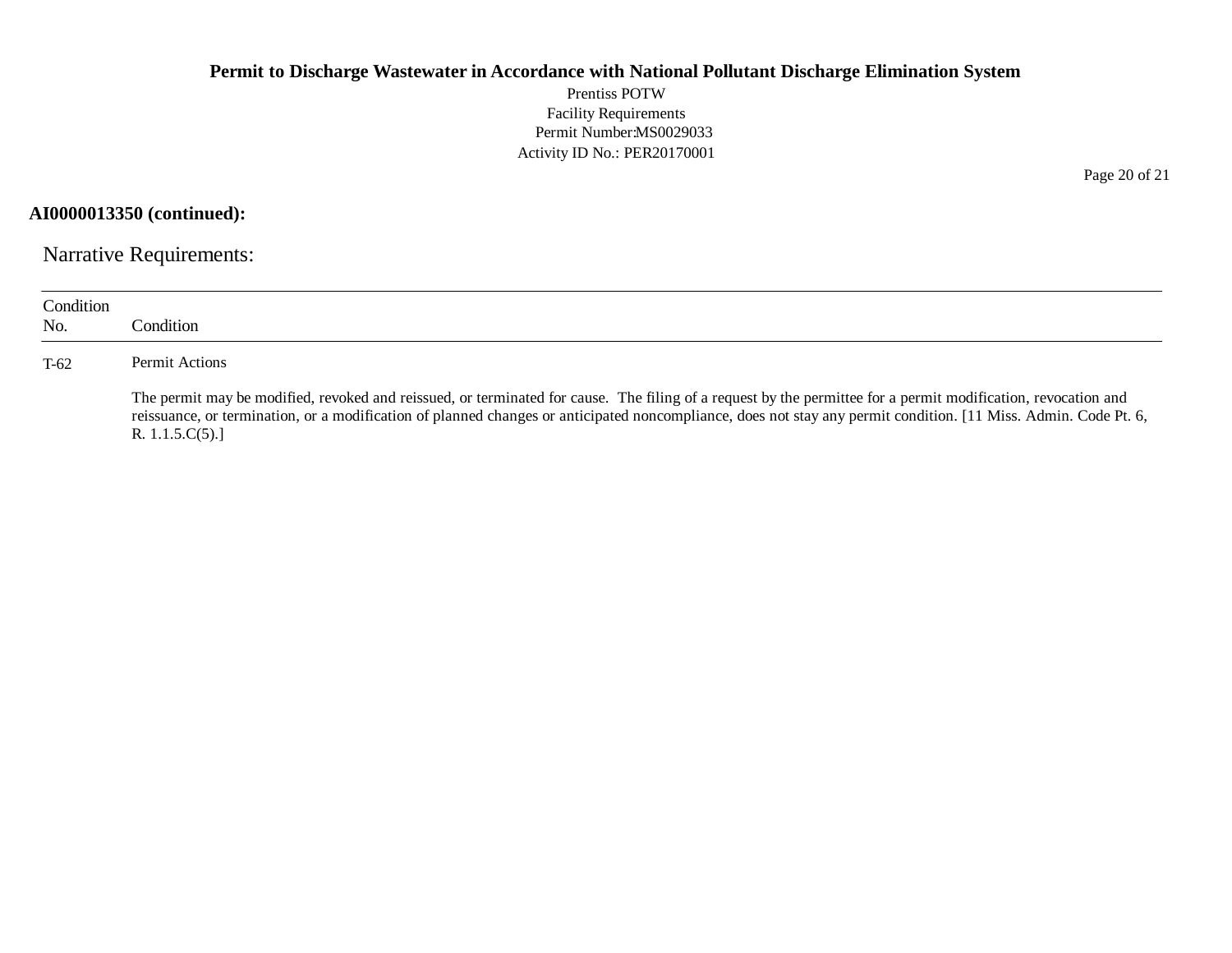**AI0000013350 (continued):**

## Narrative Requirements:

| Condition No. | Condition |
|---|---|
| T-62 | Permit Actions<br><br>The permit may be modified, revoked and reissued, or terminated for cause. The filing of a request by the permittee for a permit modification, revocation and reissuance, or termination, or a modification of planned changes or anticipated noncompliance, does not stay any permit condition. [11 Miss. Admin. Code Pt. 6, R. 1.1.5.C(5).] |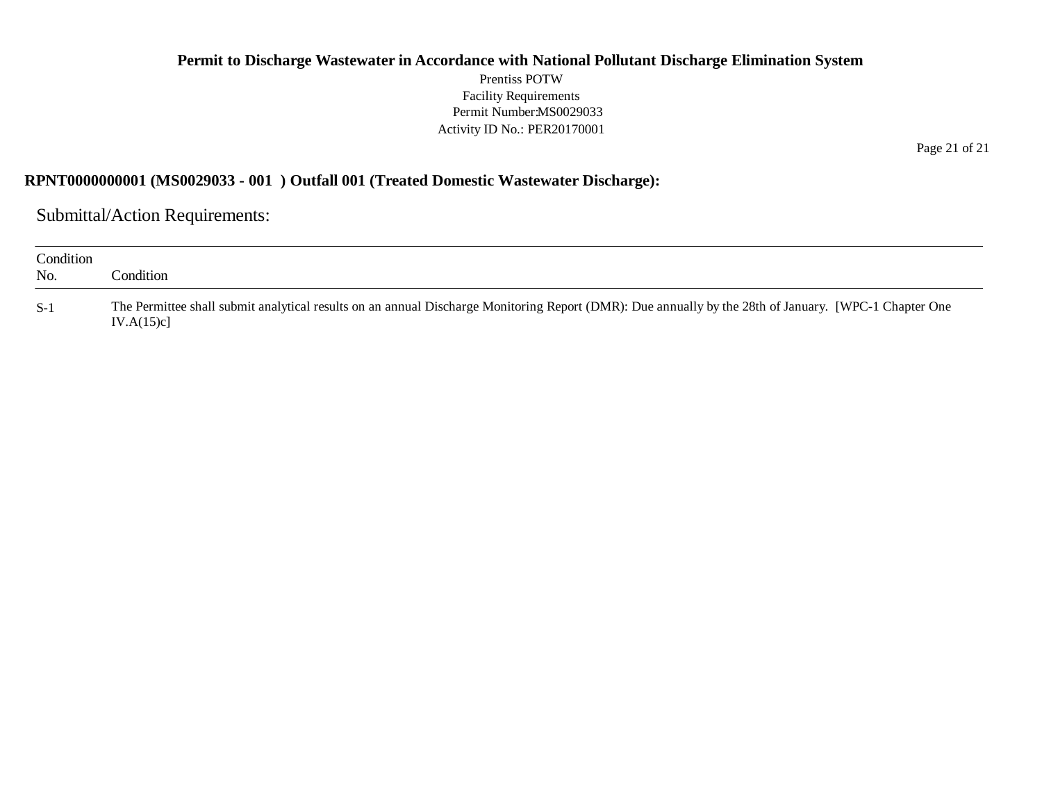## RPNT0000000001 (MS0029033 - 001 ) Outfall 001 (Treated Domestic Wastewater Discharge):

### Submittal/Action Requirements:

| Condition No. | Condition |
|---|---|
| S-1 | The Permittee shall submit analytical results on an annual Discharge Monitoring Report (DMR): Due annually by the 28th of January. [WPC-1 Chapter One IV.A(15)c] |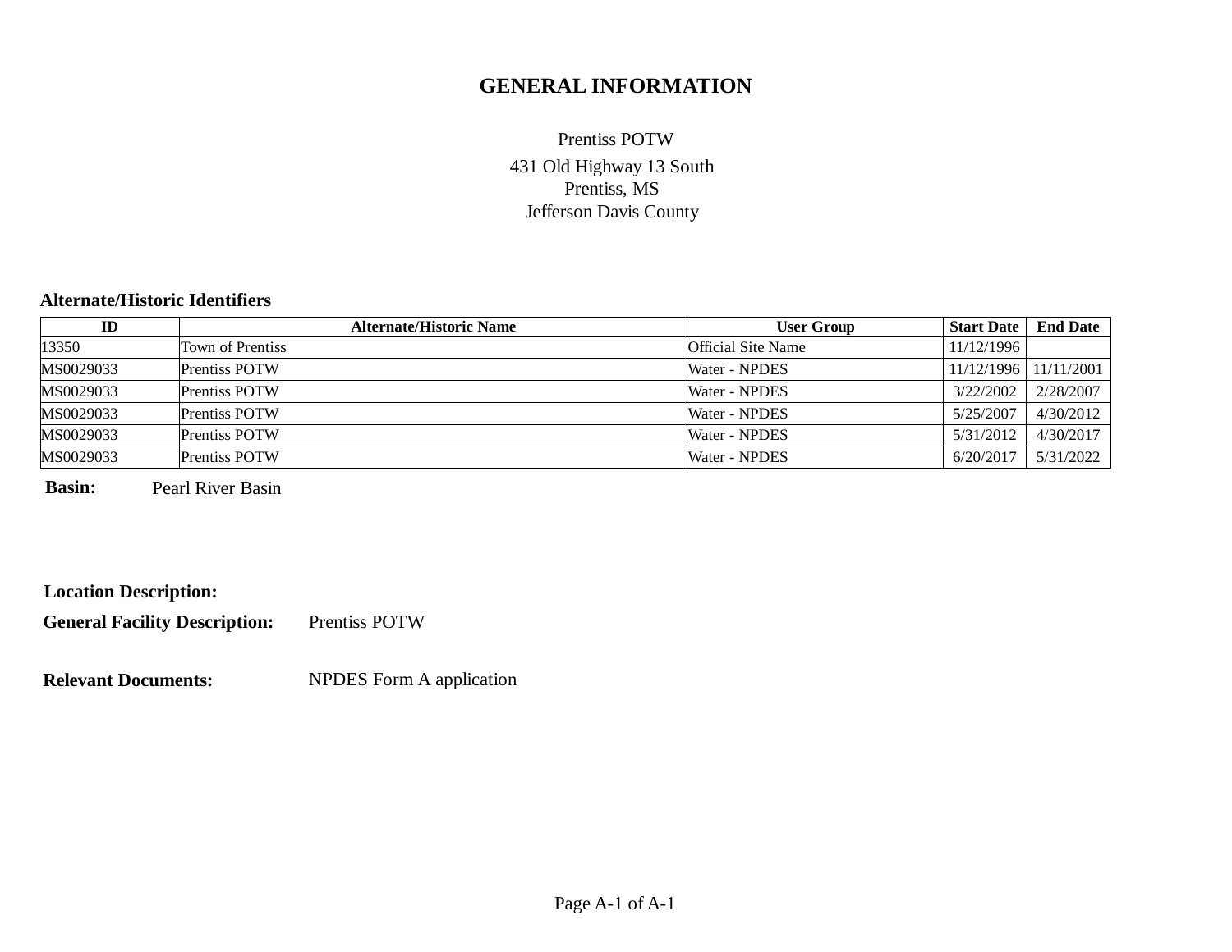# GENERAL INFORMATION

Prentiss POTW

431 Old Highway 13 South
Prentiss, MS
Jefferson Davis County

### Alternate/Historic Identifiers

| ID | Alternate/Historic Name | User Group | Start Date | End Date |
|---|---|---|---|---|
| 13350 | Town of Prentiss | Official Site Name | 11/12/1996 | |
| MS0029033 | Prentiss POTW | Water - NPDES | 11/12/1996 | 11/11/2001 |
| MS0029033 | Prentiss POTW | Water - NPDES | 3/22/2002 | 2/28/2007 |
| MS0029033 | Prentiss POTW | Water - NPDES | 5/25/2007 | 4/30/2012 |
| MS0029033 | Prentiss POTW | Water - NPDES | 5/31/2012 | 4/30/2017 |
| MS0029033 | Prentiss POTW | Water - NPDES | 6/20/2017 | 5/31/2022 |

**Basin:** Pearl River Basin

**Location Description:**

**General Facility Description:** Prentiss POTW

**Relevant Documents:** NPDES Form A application